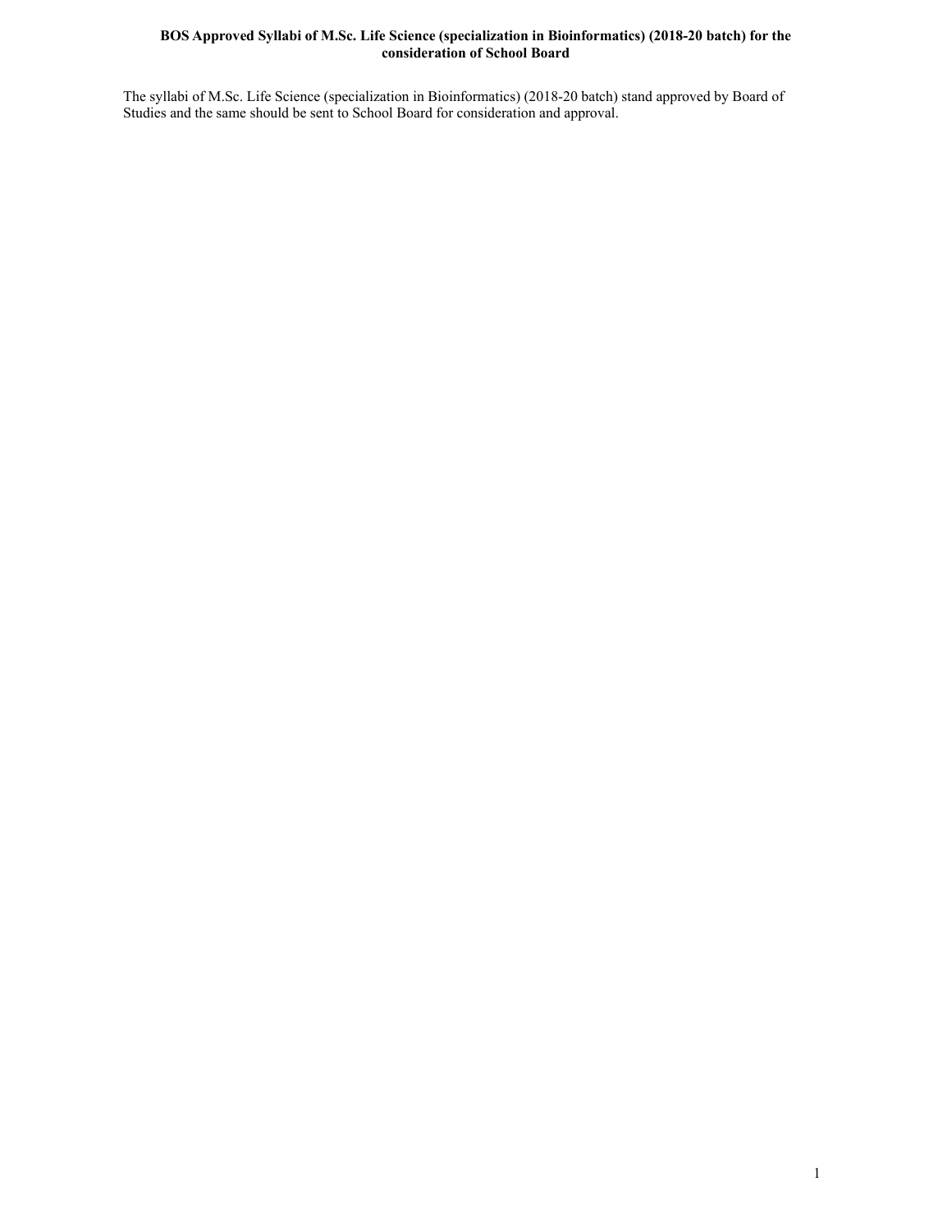**BOS Approved Syllabi of M.Sc. Life Science (specialization in Bioinformatics) (2018-20 batch) for the consideration of School Board**

The syllabi of M.Sc. Life Science (specialization in Bioinformatics) (2018-20 batch) stand approved by Board of Studies and the same should be sent to School Board for consideration and approval.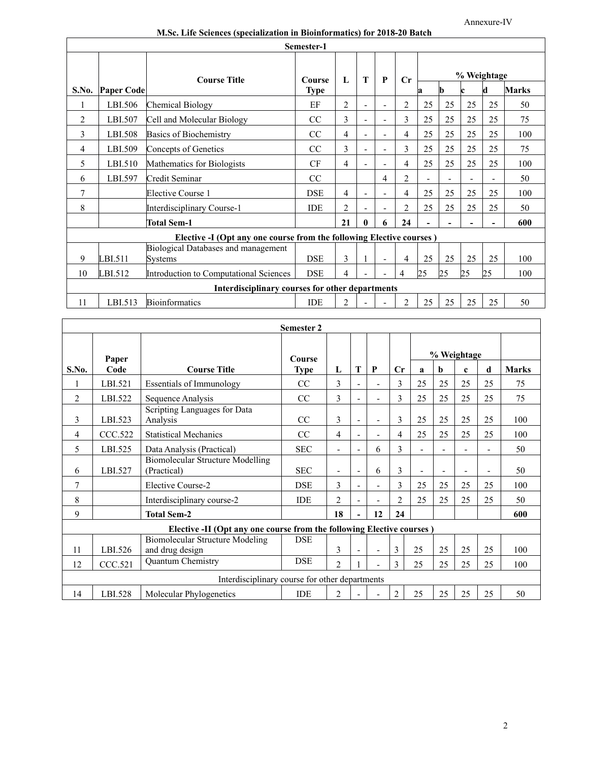Annexure-IV

**M.Sc. Life Sciences (specialization in Bioinformatics) for 2018-20 Batch**

| Semester-1 | | | | | | | | | | | | |
|---|---|---|---|---|---|---|---|---|---|---|---|---|
| | | | | | | | | % Weightage | | | | |
| S.No. | Paper Code | Course Title | Course Type | L | T | P | Cr | a | b | c | d | Marks |
| 1 | LBI.506 | Chemical Biology | EF | 2 | - | - | 2 | 25 | 25 | 25 | 25 | 50 |
| 2 | LBI.507 | Cell and Molecular Biology | CC | 3 | - | - | 3 | 25 | 25 | 25 | 25 | 75 |
| 3 | LBI.508 | Basics of Biochemistry | CC | 4 | - | - | 4 | 25 | 25 | 25 | 25 | 100 |
| 4 | LBI.509 | Concepts of Genetics | CC | 3 | - | - | 3 | 25 | 25 | 25 | 25 | 75 |
| 5 | LBI.510 | Mathematics for Biologists | CF | 4 | - | - | 4 | 25 | 25 | 25 | 25 | 100 |
| 6 | LBI.597 | Credit Seminar | CC | | | 4 | 2 | - | - | - | - | 50 |
| 7 | | Elective Course 1 | DSE | 4 | - | - | 4 | 25 | 25 | 25 | 25 | 100 |
| 8 | | Interdisciplinary Course-1 | IDE | 2 | - | - | 2 | 25 | 25 | 25 | 25 | 50 |
| | | **Total Sem-1** | | **21** | **0** | **6** | **24** | **-** | **-** | **-** | **-** | **600** |
| **Elective -I (Opt any one course from the following Elective courses )** | | | | | | | | | | | | |
| 9 | LBI.511 | Biological Databases and management Systems | DSE | 3 | 1 | - | 4 | 25 | 25 | 25 | 25 | 100 |
| 10 | LBI.512 | Introduction to Computational Sciences | DSE | 4 | - | - | 4 | 25 | 25 | 25 | 25 | 100 |
| **Interdisciplinary courses for other departments** | | | | | | | | | | | | |
| 11 | LBI.513 | Bioinformatics | IDE | 2 | - | - | 2 | 25 | 25 | 25 | 25 | 50 |

| Semester 2 | | | | | | | | | | | | |
|---|---|---|---|---|---|---|---|---|---|---|---|---|
| | | | | | | | | % Weightage | | | | |
| S.No. | Paper Code | Course Title | Course Type | L | T | P | Cr | a | b | c | d | Marks |
| 1 | LBI.521 | Essentials of Immunology | CC | 3 | - | - | 3 | 25 | 25 | 25 | 25 | 75 |
| 2 | LBI.522 | Sequence Analysis | CC | 3 | - | - | 3 | 25 | 25 | 25 | 25 | 75 |
| 3 | LBI.523 | Scripting Languages for Data Analysis | CC | 3 | - | - | 3 | 25 | 25 | 25 | 25 | 100 |
| 4 | CCC.522 | Statistical Mechanics | CC | 4 | - | - | 4 | 25 | 25 | 25 | 25 | 100 |
| 5 | LBI.525 | Data Analysis (Practical) | SEC | - | - | 6 | 3 | - | - | - | - | 50 |
| 6 | LBI.527 | Biomolecular Structure Modelling (Practical) | SEC | - | - | 6 | 3 | - | - | - | - | 50 |
| 7 | | Elective Course-2 | DSE | 3 | - | - | 3 | 25 | 25 | 25 | 25 | 100 |
| 8 | | Interdisciplinary course-2 | IDE | 2 | - | - | 2 | 25 | 25 | 25 | 25 | 50 |
| 9 | | **Total Sem-2** | | **18** | **-** | **12** | **24** | | | | | **600** |
| **Elective -II (Opt any one course from the following Elective courses )** | | | | | | | | | | | | |
| 11 | LBI.526 | Biomolecular Structure Modeling and drug design | DSE | 3 | - | - | 3 | 25 | 25 | 25 | 25 | 100 |
| 12 | CCC.521 | Quantum Chemistry | DSE | 2 | 1 | - | 3 | 25 | 25 | 25 | 25 | 100 |
| Interdisciplinary course for other departments | | | | | | | | | | | | |
| 14 | LBI.528 | Molecular Phylogenetics | IDE | 2 | - | - | 2 | 25 | 25 | 25 | 25 | 50 |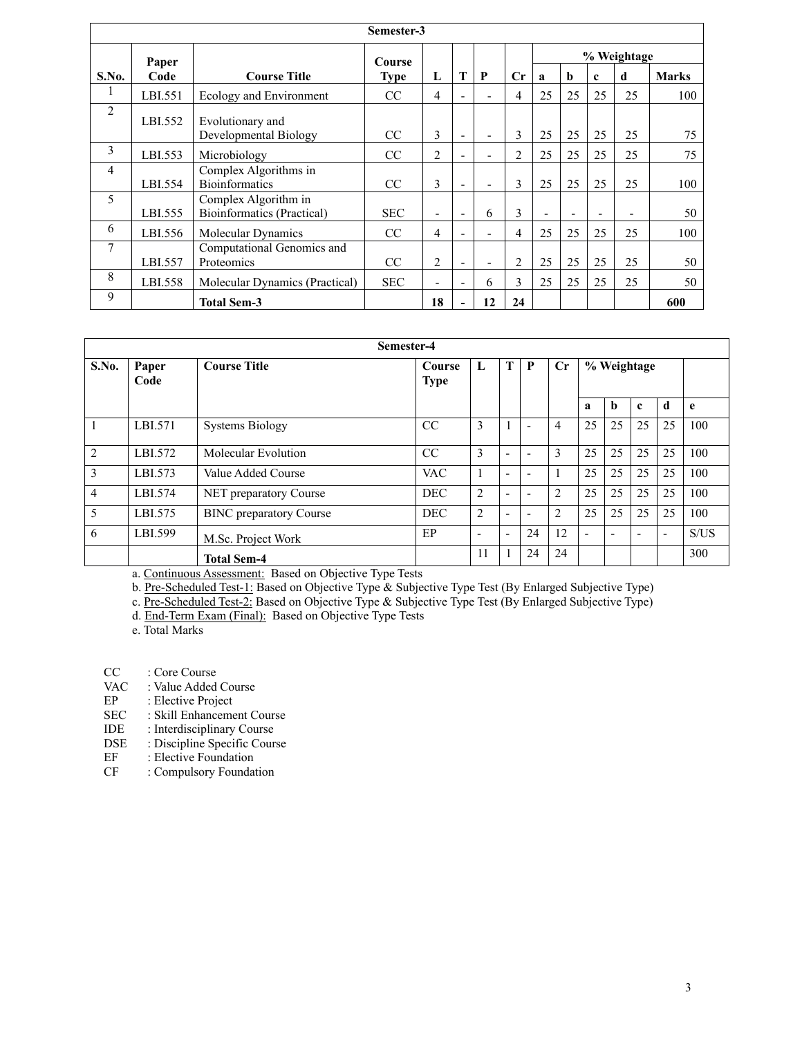| Semester-3 | | | | | | | | | | | | |
|---|---|---|---|---|---|---|---|---|---|---|---|---|
| **S.No.** | **Paper Code** | **Course Title** | **Course Type** | **L** | **T** | **P** | **Cr** | **% Weightage** | | | | **Marks** |
| | | | | | | | | **a** | **b** | **c** | **d** | |
| 1 | LBI.551 | Ecology and Environment | CC | 4 | - | - | 4 | 25 | 25 | 25 | 25 | 100 |
| 2 | LBI.552 | Evolutionary and Developmental Biology | CC | 3 | - | - | 3 | 25 | 25 | 25 | 25 | 75 |
| 3 | LBI.553 | Microbiology | CC | 2 | - | - | 2 | 25 | 25 | 25 | 25 | 75 |
| 4 | LBI.554 | Complex Algorithms in Bioinformatics | CC | 3 | - | - | 3 | 25 | 25 | 25 | 25 | 100 |
| 5 | LBI.555 | Complex Algorithm in Bioinformatics (Practical) | SEC | - | - | 6 | 3 | - | - | - | - | 50 |
| 6 | LBI.556 | Molecular Dynamics | CC | 4 | - | - | 4 | 25 | 25 | 25 | 25 | 100 |
| 7 | LBI.557 | Computational Genomics and Proteomics | CC | 2 | - | - | 2 | 25 | 25 | 25 | 25 | 50 |
| 8 | LBI.558 | Molecular Dynamics (Practical) | SEC | - | - | 6 | 3 | 25 | 25 | 25 | 25 | 50 |
| 9 | | **Total Sem-3** | | **18** | **-** | **12** | **24** | | | | | **600** |

| Semester-4 | | | | | | | | | | | | |
|---|---|---|---|---|---|---|---|---|---|---|---|---|
| **S.No.** | **Paper Code** | **Course Title** | **Course Type** | **L** | **T** | **P** | **Cr** | **% Weightage** | | | | |
| | | | | | | | | **a** | **b** | **c** | **d** | **e** |
| 1 | LBI.571 | Systems Biology | CC | 3 | 1 | - | 4 | 25 | 25 | 25 | 25 | 100 |
| 2 | LBI.572 | Molecular Evolution | CC | 3 | - | - | 3 | 25 | 25 | 25 | 25 | 100 |
| 3 | LBI.573 | Value Added Course | VAC | 1 | - | - | 1 | 25 | 25 | 25 | 25 | 100 |
| 4 | LBI.574 | NET preparatory Course | DEC | 2 | - | - | 2 | 25 | 25 | 25 | 25 | 100 |
| 5 | LBI.575 | BINC preparatory Course | DEC | 2 | - | - | 2 | 25 | 25 | 25 | 25 | 100 |
| 6 | LBI.599 | M.Sc. Project Work | EP | - | - | 24 | 12 | - | - | - | - | S/US |
| | | **Total Sem-4** | | 11 | 1 | 24 | 24 | | | | | 300 |

a. Continuous Assessment: Based on Objective Type Tests
b. Pre-Scheduled Test-1: Based on Objective Type & Subjective Type Test (By Enlarged Subjective Type)
c. Pre-Scheduled Test-2: Based on Objective Type & Subjective Type Test (By Enlarged Subjective Type)
d. End-Term Exam (Final): Based on Objective Type Tests
e. Total Marks

CC : Core Course
VAC : Value Added Course
EP : Elective Project
SEC : Skill Enhancement Course
IDE : Interdisciplinary Course
DSE : Discipline Specific Course
EF : Elective Foundation
CF : Compulsory Foundation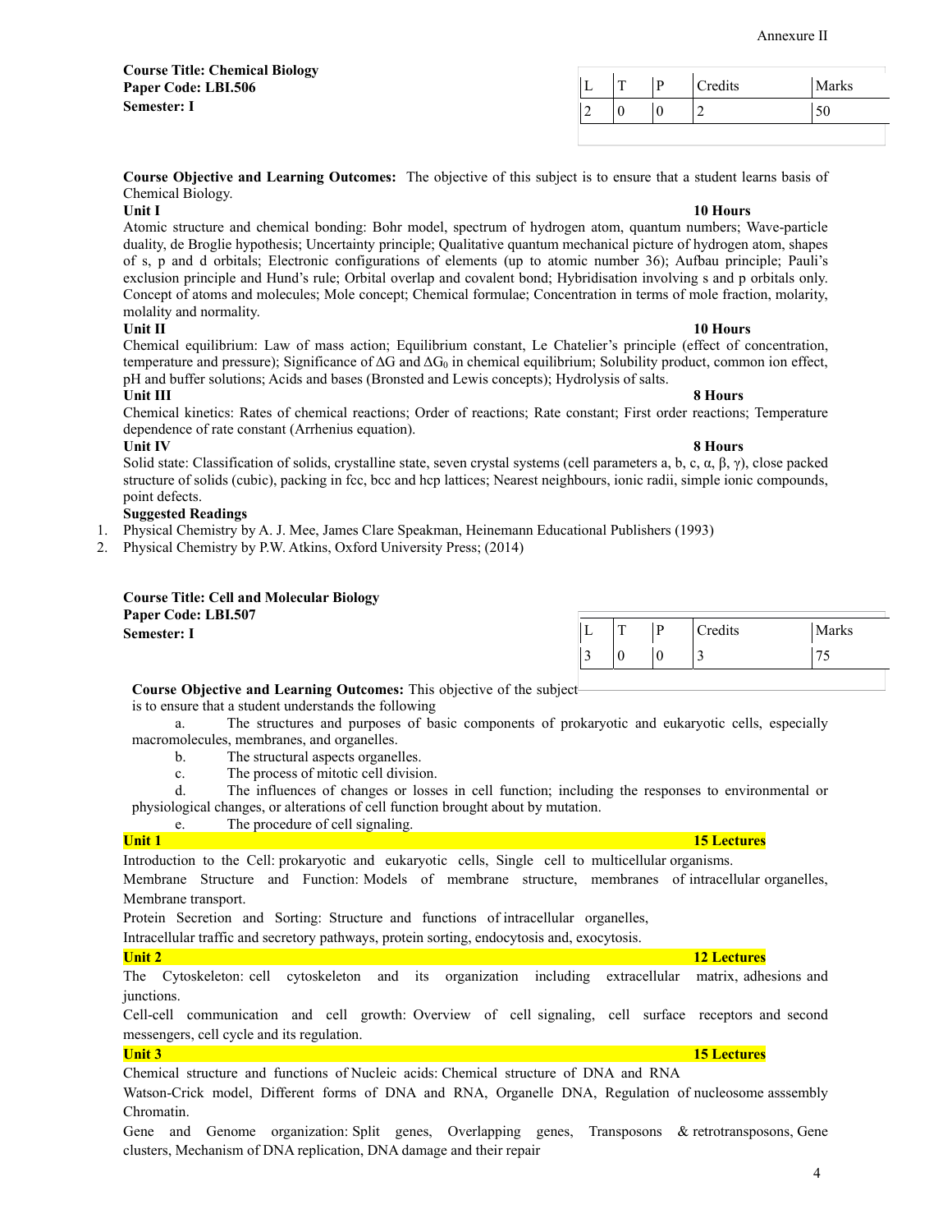Annexure II

**Course Title: Chemical Biology**
**Paper Code: LBI.506**
**Semester: I**

| L | T | P | Credits | Marks |
|---|---|---|---|---|
| 2 | 0 | 0 | 2 | 50 |

**Course Objective and Learning Outcomes:** The objective of this subject is to ensure that a student learns basis of Chemical Biology.

**Unit I** **10 Hours**

Atomic structure and chemical bonding: Bohr model, spectrum of hydrogen atom, quantum numbers; Wave-particle duality, de Broglie hypothesis; Uncertainty principle; Qualitative quantum mechanical picture of hydrogen atom, shapes of s, p and d orbitals; Electronic configurations of elements (up to atomic number 36); Aufbau principle; Pauli's exclusion principle and Hund's rule; Orbital overlap and covalent bond; Hybridisation involving s and p orbitals only. Concept of atoms and molecules; Mole concept; Chemical formulae; Concentration in terms of mole fraction, molarity, molality and normality.

**Unit II** **10 Hours**

Chemical equilibrium: Law of mass action; Equilibrium constant, Le Chatelier's principle (effect of concentration, temperature and pressure); Significance of $\Delta G$ and $\Delta G_0$ in chemical equilibrium; Solubility product, common ion effect, pH and buffer solutions; Acids and bases (Bronsted and Lewis concepts); Hydrolysis of salts.

**Unit III** **8 Hours**

Chemical kinetics: Rates of chemical reactions; Order of reactions; Rate constant; First order reactions; Temperature dependence of rate constant (Arrhenius equation).

**Unit IV** **8 Hours**

Solid state: Classification of solids, crystalline state, seven crystal systems (cell parameters a, b, c, $\alpha$, $\beta$, $\gamma$), close packed structure of solids (cubic), packing in fcc, bcc and hcp lattices; Nearest neighbours, ionic radii, simple ionic compounds, point defects.

**Suggested Readings**

1. Physical Chemistry by A. J. Mee, James Clare Speakman, Heinemann Educational Publishers (1993)
2. Physical Chemistry by P.W. Atkins, Oxford University Press; (2014)

**Course Title: Cell and Molecular Biology**
**Paper Code: LBI.507**
**Semester: I**

| L | T | P | Credits | Marks |
|---|---|---|---|---|
| 3 | 0 | 0 | 3 | 75 |

**Course Objective and Learning Outcomes:** This objective of the subject is to ensure that a student understands the following

a. The structures and purposes of basic components of prokaryotic and eukaryotic cells, especially macromolecules, membranes, and organelles.

b. The structural aspects organelles.

c. The process of mitotic cell division.

d. The influences of changes or losses in cell function; including the responses to environmental or physiological changes, or alterations of cell function brought about by mutation.

e. The procedure of cell signaling.

**Unit 1** **15 Lectures**

Introduction to the Cell: prokaryotic and eukaryotic cells, Single cell to multicellular organisms.

Membrane Structure and Function: Models of membrane structure, membranes of intracellular organelles, Membrane transport.

Protein Secretion and Sorting: Structure and functions of intracellular organelles,

Intracellular traffic and secretory pathways, protein sorting, endocytosis and, exocytosis.

**Unit 2** **12 Lectures**

The Cytoskeleton: cell cytoskeleton and its organization including extracellular matrix, adhesions and junctions.

Cell-cell communication and cell growth: Overview of cell signaling, cell surface receptors and second messengers, cell cycle and its regulation.

**Unit 3** **15 Lectures**

Chemical structure and functions of Nucleic acids: Chemical structure of DNA and RNA

Watson-Crick model, Different forms of DNA and RNA, Organelle DNA, Regulation of nucleosome asssembly Chromatin.

Gene and Genome organization: Split genes, Overlapping genes, Transposons & retrotransposons, Gene clusters, Mechanism of DNA replication, DNA damage and their repair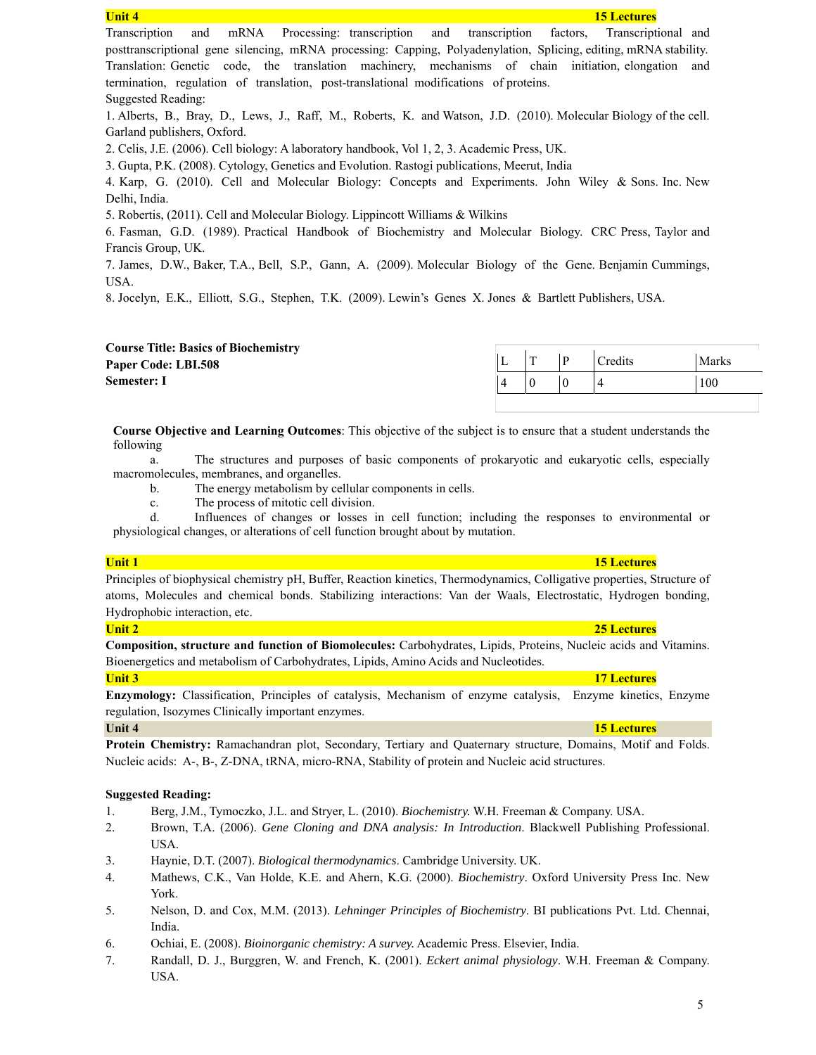**Unit 4** **15 Lectures**

Transcription and mRNA Processing: transcription and transcription factors, Transcriptional and posttranscriptional gene silencing, mRNA processing: Capping, Polyadenylation, Splicing, editing, mRNA stability. Translation: Genetic code, the translation machinery, mechanisms of chain initiation, elongation and termination, regulation of translation, post-translational modifications of proteins.

Suggested Reading:

1. Alberts, B., Bray, D., Lews, J., Raff, M., Roberts, K. and Watson, J.D. (2010). Molecular Biology of the cell. Garland publishers, Oxford.
2. Celis, J.E. (2006). Cell biology: A laboratory handbook, Vol 1, 2, 3. Academic Press, UK.
3. Gupta, P.K. (2008). Cytology, Genetics and Evolution. Rastogi publications, Meerut, India
4. Karp, G. (2010). Cell and Molecular Biology: Concepts and Experiments. John Wiley & Sons. Inc. New Delhi, India.
5. Robertis, (2011). Cell and Molecular Biology. Lippincott Williams & Wilkins
6. Fasman, G.D. (1989). Practical Handbook of Biochemistry and Molecular Biology. CRC Press, Taylor and Francis Group, UK.
7. James, D.W., Baker, T.A., Bell, S.P., Gann, A. (2009). Molecular Biology of the Gene. Benjamin Cummings, USA.
8. Jocelyn, E.K., Elliott, S.G., Stephen, T.K. (2009). Lewin's Genes X. Jones & Bartlett Publishers, USA.

**Course Title: Basics of Biochemistry**
**Paper Code: LBI.508**
**Semester: I**

| L | T | P | Credits | Marks |
|---|---|---|---|---|
| 4 | 0 | 0 | 4 | 100 |

**Course Objective and Learning Outcomes**: This objective of the subject is to ensure that a student understands the following

a. The structures and purposes of basic components of prokaryotic and eukaryotic cells, especially macromolecules, membranes, and organelles.

b. The energy metabolism by cellular components in cells.

c. The process of mitotic cell division.

d. Influences of changes or losses in cell function; including the responses to environmental or physiological changes, or alterations of cell function brought about by mutation.

**Unit 1** **15 Lectures**

Principles of biophysical chemistry pH, Buffer, Reaction kinetics, Thermodynamics, Colligative properties, Structure of atoms, Molecules and chemical bonds. Stabilizing interactions: Van der Waals, Electrostatic, Hydrogen bonding, Hydrophobic interaction, etc.

**Unit 2** **25 Lectures**

**Composition, structure and function of Biomolecules:** Carbohydrates, Lipids, Proteins, Nucleic acids and Vitamins. Bioenergetics and metabolism of Carbohydrates, Lipids, Amino Acids and Nucleotides.

**Unit 3** **17 Lectures**

**Enzymology:** Classification, Principles of catalysis, Mechanism of enzyme catalysis, Enzyme kinetics, Enzyme regulation, Isozymes Clinically important enzymes.

**Unit 4** **15 Lectures**

**Protein Chemistry:** Ramachandran plot, Secondary, Tertiary and Quaternary structure, Domains, Motif and Folds. Nucleic acids: A-, B-, Z-DNA, tRNA, micro-RNA, Stability of protein and Nucleic acid structures.

**Suggested Reading:**

1. Berg, J.M., Tymoczko, J.L. and Stryer, L. (2010). *Biochemistry.* W.H. Freeman & Company. USA.
2. Brown, T.A. (2006). *Gene Cloning and DNA analysis: In Introduction*. Blackwell Publishing Professional. USA.
3. Haynie, D.T. (2007). *Biological thermodynamics*. Cambridge University. UK.
4. Mathews, C.K., Van Holde, K.E. and Ahern, K.G. (2000). *Biochemistry*. Oxford University Press Inc. New York.
5. Nelson, D. and Cox, M.M. (2013). *Lehninger Principles of Biochemistry*. BI publications Pvt. Ltd. Chennai, India.
6. Ochiai, E. (2008). *Bioinorganic chemistry: A survey.* Academic Press. Elsevier, India.
7. Randall, D. J., Burggren, W. and French, K. (2001). *Eckert animal physiology*. W.H. Freeman & Company. USA.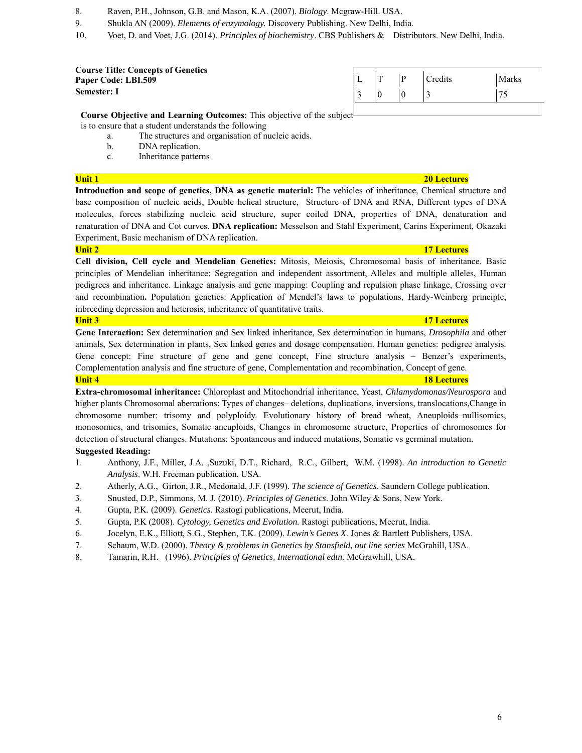8. Raven, P.H., Johnson, G.B. and Mason, K.A. (2007). *Biology*. Mcgraw-Hill. USA.
9. Shukla AN (2009). *Elements of enzymology.* Discovery Publishing. New Delhi, India.
10. Voet, D. and Voet, J.G. (2014). *Principles of biochemistry*. CBS Publishers & Distributors. New Delhi, India.

**Course Title: Concepts of Genetics**
**Paper Code: LBI.509**
**Semester: I**

| L | T | P | Credits | Marks |
|---|---|---|---|---|
| 3 | 0 | 0 | 3 | 75 |

**Course Objective and Learning Outcomes**: This objective of the subject is to ensure that a student understands the following

a. The structures and organisation of nucleic acids.
b. DNA replication.
c. Inheritance patterns

**Unit 1** **20 Lectures**

**Introduction and scope of genetics, DNA as genetic material:** The vehicles of inheritance, Chemical structure and base composition of nucleic acids, Double helical structure, Structure of DNA and RNA, Different types of DNA molecules, forces stabilizing nucleic acid structure, super coiled DNA, properties of DNA, denaturation and renaturation of DNA and Cot curves. **DNA replication:** Messelson and Stahl Experiment, Carins Experiment, Okazaki Experiment, Basic mechanism of DNA replication.

**Unit 2** **17 Lectures**

**Cell division, Cell cycle and Mendelian Genetics:** Mitosis, Meiosis, Chromosomal basis of inheritance. Basic principles of Mendelian inheritance: Segregation and independent assortment, Alleles and multiple alleles, Human pedigrees and inheritance. Linkage analysis and gene mapping: Coupling and repulsion phase linkage, Crossing over and recombination**.** Population genetics: Application of Mendel's laws to populations, Hardy-Weinberg principle, inbreeding depression and heterosis, inheritance of quantitative traits.

**Unit 3** **17 Lectures**

**Gene Interaction:** Sex determination and Sex linked inheritance, Sex determination in humans, *Drosophila* and other animals, Sex determination in plants, Sex linked genes and dosage compensation. Human genetics: pedigree analysis. Gene concept: Fine structure of gene and gene concept, Fine structure analysis – Benzer's experiments, Complementation analysis and fine structure of gene, Complementation and recombination, Concept of gene.

**Unit 4** **18 Lectures**

**Extra-chromosomal inheritance:** Chloroplast and Mitochondrial inheritance, Yeast, *Chlamydomonas/Neurospora* and higher plants Chromosomal aberrations: Types of changes– deletions, duplications, inversions, translocations,Change in chromosome number: trisomy and polyploidy. Evolutionary history of bread wheat, Aneuploids–nullisomics, monosomics, and trisomics, Somatic aneuploids, Changes in chromosome structure, Properties of chromosomes for detection of structural changes. Mutations: Spontaneous and induced mutations, Somatic vs germinal mutation.

**Suggested Reading:**

1. Anthony, J.F., Miller, J.A. ,Suzuki, D.T., Richard, R.C., Gilbert, W.M. (1998). *An introduction to Genetic Analysis*. W.H. Freeman publication, USA.
2. Atherly, A.G., Girton, J.R., Mcdonald, J.F. (1999). *The science of Genetics*. Saundern College publication.
3. Snusted, D.P., Simmons, M. J. (2010). *Principles of Genetics*. John Wiley & Sons, New York.
4. Gupta, P.K. (2009). *Genetics*. Rastogi publications, Meerut, India.
5. Gupta, P.K (2008). *Cytology, Genetics and Evolution.* Rastogi publications, Meerut, India.
6. Jocelyn, E.K., Elliott, S.G., Stephen, T.K. (2009). *Lewin's Genes X*. Jones & Bartlett Publishers, USA.
7. Schaum, W.D. (2000). *Theory & problems in Genetics by Stansfield, out line series* McGrahill, USA.
8. Tamarin, R.H. (1996). *Principles of Genetics, International edtn.* McGrawhill, USA.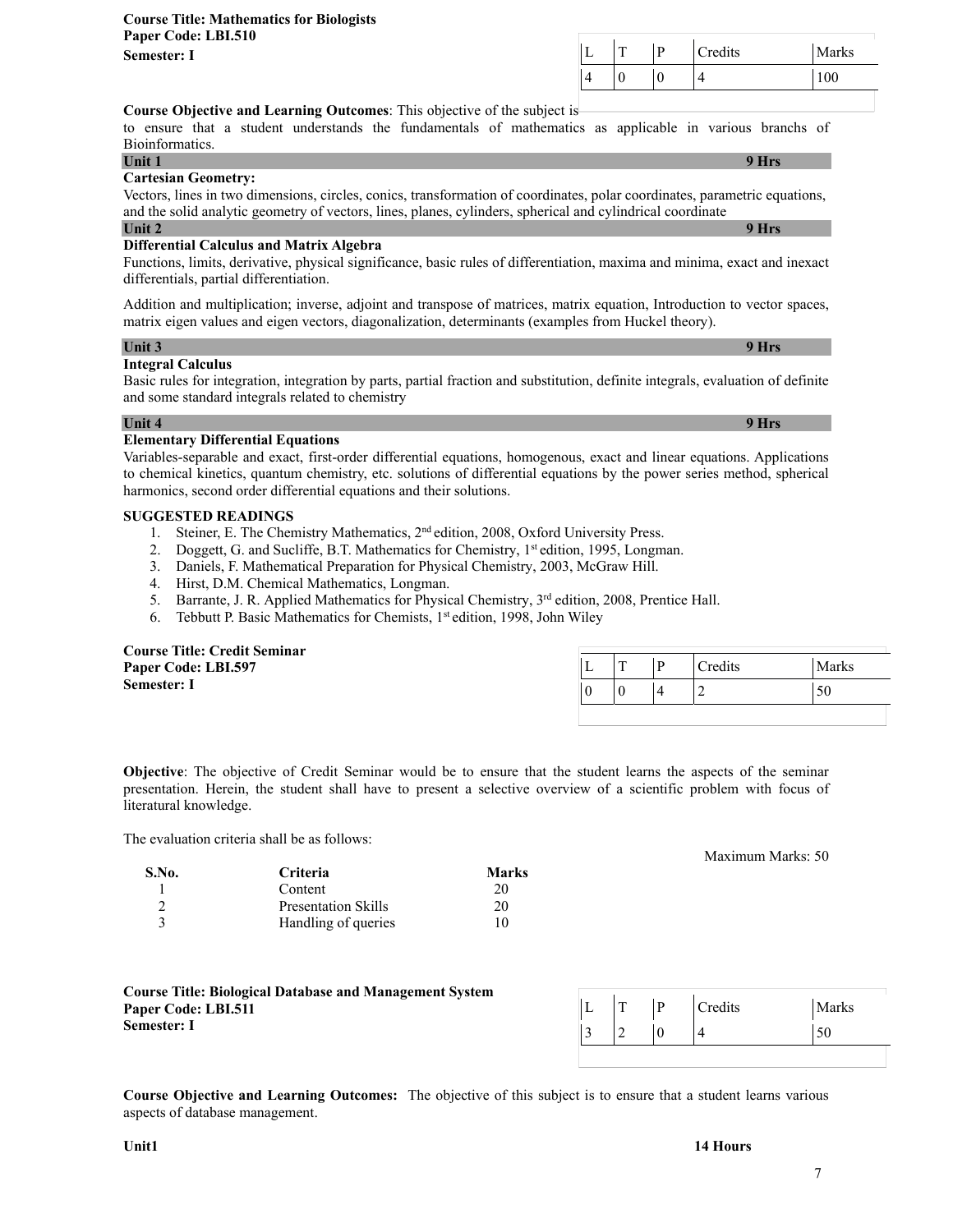**Course Title: Mathematics for Biologists**
**Paper Code: LBI.510**
**Semester: I**

| L | T | P | Credits | Marks |
|---|---|---|---|---|
| 4 | 0 | 0 | 4 | 100 |

**Course Objective and Learning Outcomes**: This objective of the subject is to ensure that a student understands the fundamentals of mathematics as applicable in various branchs of Bioinformatics.

**Unit 1** **9 Hrs**

**Cartesian Geometry:**

Vectors, lines in two dimensions, circles, conics, transformation of coordinates, polar coordinates, parametric equations, and the solid analytic geometry of vectors, lines, planes, cylinders, spherical and cylindrical coordinate

**Unit 2** **9 Hrs**

**Differential Calculus and Matrix Algebra**

Functions, limits, derivative, physical significance, basic rules of differentiation, maxima and minima, exact and inexact differentials, partial differentiation.

Addition and multiplication; inverse, adjoint and transpose of matrices, matrix equation, Introduction to vector spaces, matrix eigen values and eigen vectors, diagonalization, determinants (examples from Huckel theory).

**Unit 3** **9 Hrs**

**Integral Calculus**

Basic rules for integration, integration by parts, partial fraction and substitution, definite integrals, evaluation of definite and some standard integrals related to chemistry

**Unit 4** **9 Hrs**

**Elementary Differential Equations**

Variables-separable and exact, first-order differential equations, homogenous, exact and linear equations. Applications to chemical kinetics, quantum chemistry, etc. solutions of differential equations by the power series method, spherical harmonics, second order differential equations and their solutions.

**SUGGESTED READINGS**

1. Steiner, E. The Chemistry Mathematics, 2nd edition, 2008, Oxford University Press.
2. Doggett, G. and Sucliffe, B.T. Mathematics for Chemistry, 1st edition, 1995, Longman.
3. Daniels, F. Mathematical Preparation for Physical Chemistry, 2003, McGraw Hill.
4. Hirst, D.M. Chemical Mathematics, Longman.
5. Barrante, J. R. Applied Mathematics for Physical Chemistry, 3rd edition, 2008, Prentice Hall.
6. Tebbutt P. Basic Mathematics for Chemists, 1st edition, 1998, John Wiley

**Course Title: Credit Seminar**
**Paper Code: LBI.597**
**Semester: I**

| L | T | P | Credits | Marks |
|---|---|---|---|---|
| 0 | 0 | 4 | 2 | 50 |

**Objective**: The objective of Credit Seminar would be to ensure that the student learns the aspects of the seminar presentation. Herein, the student shall have to present a selective overview of a scientific problem with focus of literatural knowledge.

The evaluation criteria shall be as follows:

Maximum Marks: 50

| S.No. | Criteria | Marks |
|---|---|---|
| 1 | Content | 20 |
| 2 | Presentation Skills | 20 |
| 3 | Handling of queries | 10 |

**Course Title: Biological Database and Management System**
**Paper Code: LBI.511**
**Semester: I**

| L | T | P | Credits | Marks |
|---|---|---|---|---|
| 3 | 2 | 0 | 4 | 50 |

**Course Objective and Learning Outcomes:** The objective of this subject is to ensure that a student learns various aspects of database management.

**Unit1** **14 Hours**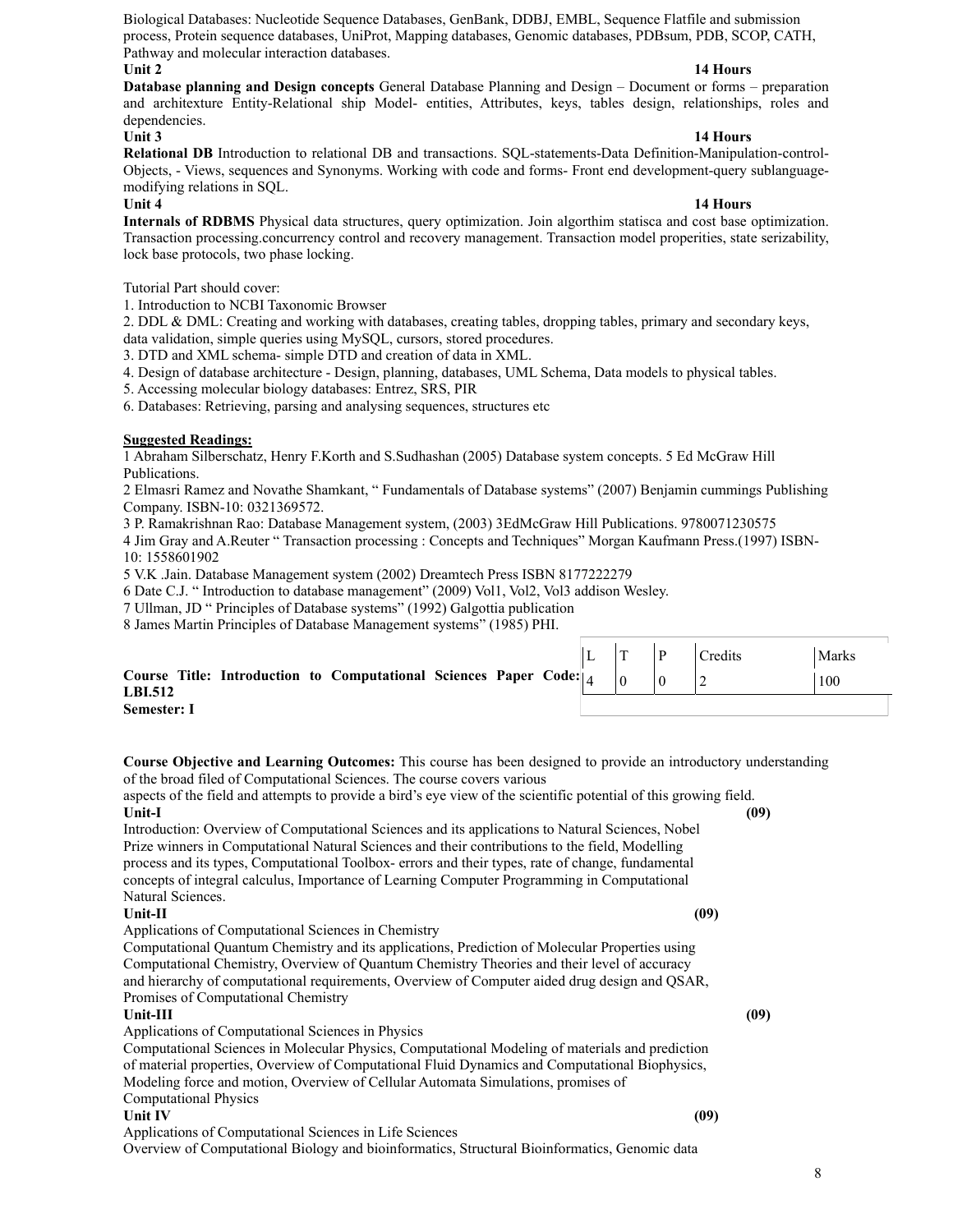Biological Databases: Nucleotide Sequence Databases, GenBank, DDBJ, EMBL, Sequence Flatfile and submission process, Protein sequence databases, UniProt, Mapping databases, Genomic databases, PDBsum, PDB, SCOP, CATH, Pathway and molecular interaction databases.

**Unit 2** **14 Hours**

**Database planning and Design concepts** General Database Planning and Design – Document or forms – preparation and architexture Entity-Relational ship Model- entities, Attributes, keys, tables design, relationships, roles and dependencies.

**Unit 3** **14 Hours**

**Relational DB** Introduction to relational DB and transactions. SQL-statements-Data Definition-Manipulation-control-Objects, - Views, sequences and Synonyms. Working with code and forms- Front end development-query sublanguage-modifying relations in SQL.

**Unit 4** **14 Hours**

**Internals of RDBMS** Physical data structures, query optimization. Join algorthim statisca and cost base optimization. Transaction processing.concurrency control and recovery management. Transaction model properities, state serizability, lock base protocols, two phase locking.

Tutorial Part should cover:

1. Introduction to NCBI Taxonomic Browser
2. DDL & DML: Creating and working with databases, creating tables, dropping tables, primary and secondary keys, data validation, simple queries using MySQL, cursors, stored procedures.
3. DTD and XML schema- simple DTD and creation of data in XML.
4. Design of database architecture - Design, planning, databases, UML Schema, Data models to physical tables.
5. Accessing molecular biology databases: Entrez, SRS, PIR
6. Databases: Retrieving, parsing and analysing sequences, structures etc

**Suggested Readings:**

1 Abraham Silberschatz, Henry F.Korth and S.Sudhashan (2005) Database system concepts. 5 Ed McGraw Hill Publications.

2 Elmasri Ramez and Novathe Shamkant, " Fundamentals of Database systems" (2007) Benjamin cummings Publishing Company. ISBN-10: 0321369572.

3 P. Ramakrishnan Rao: Database Management system, (2003) 3EdMcGraw Hill Publications. 9780071230575

4 Jim Gray and A.Reuter " Transaction processing : Concepts and Techniques" Morgan Kaufmann Press.(1997) ISBN-10: 1558601902

5 V.K .Jain. Database Management system (2002) Dreamtech Press ISBN 8177222279

6 Date C.J. " Introduction to database management" (2009) Vol1, Vol2, Vol3 addison Wesley.

7 Ullman, JD " Principles of Database systems" (1992) Galgottia publication

8 James Martin Principles of Database Management systems" (1985) PHI.

**Course Title: Introduction to Computational Sciences Paper Code: LBI.512**
**Semester: I**

| L | T | P | Credits | Marks |
|---|---|---|---|---|
| 4 | 0 | 0 | 2 | 100 |

**Course Objective and Learning Outcomes:** This course has been designed to provide an introductory understanding of the broad filed of Computational Sciences. The course covers various aspects of the field and attempts to provide a bird's eye view of the scientific potential of this growing field.

**Unit-I** **(09)**

Introduction: Overview of Computational Sciences and its applications to Natural Sciences, Nobel Prize winners in Computational Natural Sciences and their contributions to the field, Modelling process and its types, Computational Toolbox- errors and their types, rate of change, fundamental concepts of integral calculus, Importance of Learning Computer Programming in Computational Natural Sciences.

**Unit-II** **(09)**

Applications of Computational Sciences in Chemistry

Computational Quantum Chemistry and its applications, Prediction of Molecular Properties using Computational Chemistry, Overview of Quantum Chemistry Theories and their level of accuracy and hierarchy of computational requirements, Overview of Computer aided drug design and QSAR, Promises of Computational Chemistry

**Unit-III** **(09)**

Applications of Computational Sciences in Physics

Computational Sciences in Molecular Physics, Computational Modeling of materials and prediction of material properties, Overview of Computational Fluid Dynamics and Computational Biophysics, Modeling force and motion, Overview of Cellular Automata Simulations, promises of Computational Physics

**Unit IV** **(09)**

Applications of Computational Sciences in Life Sciences

Overview of Computational Biology and bioinformatics, Structural Bioinformatics, Genomic data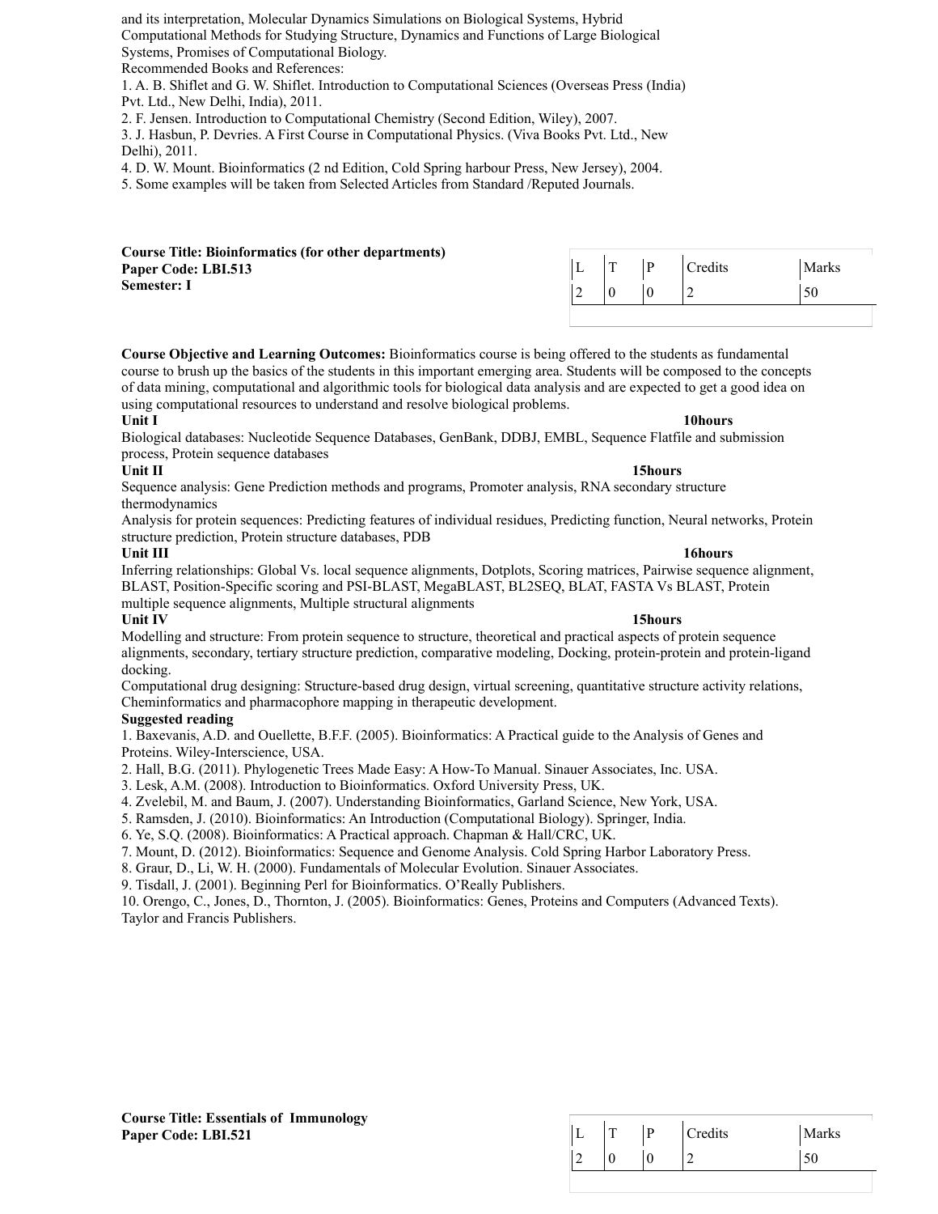and its interpretation, Molecular Dynamics Simulations on Biological Systems, Hybrid Computational Methods for Studying Structure, Dynamics and Functions of Large Biological Systems, Promises of Computational Biology.

Recommended Books and References:

1. A. B. Shiflet and G. W. Shiflet. Introduction to Computational Sciences (Overseas Press (India) Pvt. Ltd., New Delhi, India), 2011.
2. F. Jensen. Introduction to Computational Chemistry (Second Edition, Wiley), 2007.
3. J. Hasbun, P. Devries. A First Course in Computational Physics. (Viva Books Pvt. Ltd., New Delhi), 2011.
4. D. W. Mount. Bioinformatics (2 nd Edition, Cold Spring harbour Press, New Jersey), 2004.
5. Some examples will be taken from Selected Articles from Standard /Reputed Journals.

**Course Title: Bioinformatics (for other departments)**
**Paper Code: LBI.513**
**Semester: I**

| L | T | P | Credits | Marks |
|---|---|---|---|---|
| 2 | 0 | 0 | 2 | 50 |

**Course Objective and Learning Outcomes:** Bioinformatics course is being offered to the students as fundamental course to brush up the basics of the students in this important emerging area. Students will be composed to the concepts of data mining, computational and algorithmic tools for biological data analysis and are expected to get a good idea on using computational resources to understand and resolve biological problems.

**Unit I** **10hours**

Biological databases: Nucleotide Sequence Databases, GenBank, DDBJ, EMBL, Sequence Flatfile and submission process, Protein sequence databases

**Unit II** **15hours**

Sequence analysis: Gene Prediction methods and programs, Promoter analysis, RNA secondary structure thermodynamics

Analysis for protein sequences: Predicting features of individual residues, Predicting function, Neural networks, Protein structure prediction, Protein structure databases, PDB

**Unit III** **16hours**

Inferring relationships: Global Vs. local sequence alignments, Dotplots, Scoring matrices, Pairwise sequence alignment, BLAST, Position-Specific scoring and PSI-BLAST, MegaBLAST, BL2SEQ, BLAT, FASTA Vs BLAST, Protein multiple sequence alignments, Multiple structural alignments

**Unit IV** **15hours**

Modelling and structure: From protein sequence to structure, theoretical and practical aspects of protein sequence alignments, secondary, tertiary structure prediction, comparative modeling, Docking, protein-protein and protein-ligand docking.

Computational drug designing: Structure-based drug design, virtual screening, quantitative structure activity relations, Cheminformatics and pharmacophore mapping in therapeutic development.

**Suggested reading**

1. Baxevanis, A.D. and Ouellette, B.F.F. (2005). Bioinformatics: A Practical guide to the Analysis of Genes and Proteins. Wiley-Interscience, USA.
2. Hall, B.G. (2011). Phylogenetic Trees Made Easy: A How-To Manual. Sinauer Associates, Inc. USA.
3. Lesk, A.M. (2008). Introduction to Bioinformatics. Oxford University Press, UK.
4. Zvelebil, M. and Baum, J. (2007). Understanding Bioinformatics, Garland Science, New York, USA.
5. Ramsden, J. (2010). Bioinformatics: An Introduction (Computational Biology). Springer, India.
6. Ye, S.Q. (2008). Bioinformatics: A Practical approach. Chapman & Hall/CRC, UK.
7. Mount, D. (2012). Bioinformatics: Sequence and Genome Analysis. Cold Spring Harbor Laboratory Press.
8. Graur, D., Li, W. H. (2000). Fundamentals of Molecular Evolution. Sinauer Associates.
9. Tisdall, J. (2001). Beginning Perl for Bioinformatics. O'Really Publishers.
10. Orengo, C., Jones, D., Thornton, J. (2005). Bioinformatics: Genes, Proteins and Computers (Advanced Texts). Taylor and Francis Publishers.

**Course Title: Essentials of Immunology**
**Paper Code: LBI.521**

| L | T | P | Credits | Marks |
|---|---|---|---|---|
| 2 | 0 | 0 | 2 | 50 |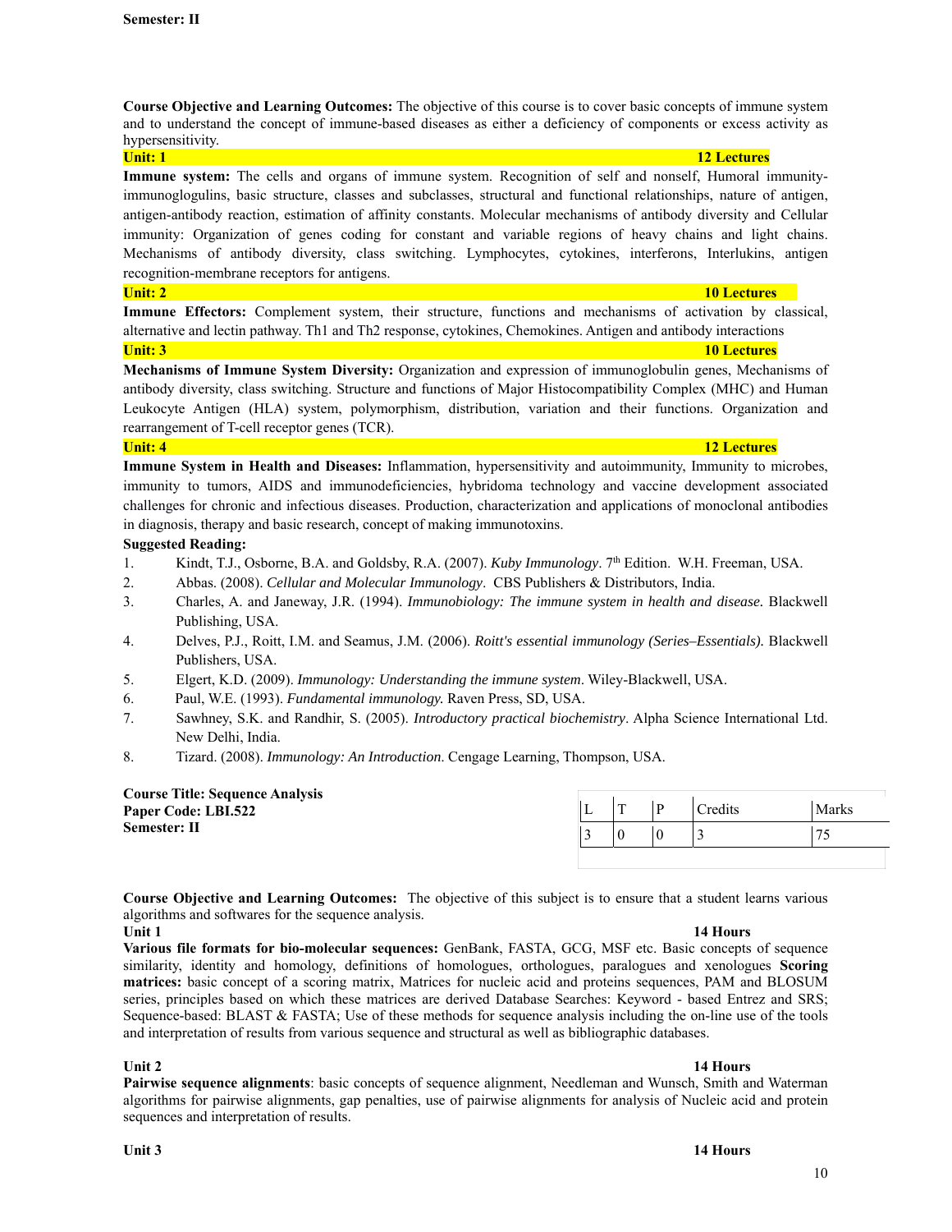**Semester: II**

**Course Objective and Learning Outcomes:** The objective of this course is to cover basic concepts of immune system and to understand the concept of immune-based diseases as either a deficiency of components or excess activity as hypersensitivity.

**Unit: 1** **12 Lectures**

**Immune system:** The cells and organs of immune system. Recognition of self and nonself, Humoral immunity-immunoglogulins, basic structure, classes and subclasses, structural and functional relationships, nature of antigen, antigen-antibody reaction, estimation of affinity constants. Molecular mechanisms of antibody diversity and Cellular immunity: Organization of genes coding for constant and variable regions of heavy chains and light chains. Mechanisms of antibody diversity, class switching. Lymphocytes, cytokines, interferons, Interlukins, antigen recognition-membrane receptors for antigens.

**Unit: 2** **10 Lectures**

**Immune Effectors:** Complement system, their structure, functions and mechanisms of activation by classical, alternative and lectin pathway. Th1 and Th2 response, cytokines, Chemokines. Antigen and antibody interactions

**Unit: 3** **10 Lectures**

**Mechanisms of Immune System Diversity:** Organization and expression of immunoglobulin genes, Mechanisms of antibody diversity, class switching. Structure and functions of Major Histocompatibility Complex (MHC) and Human Leukocyte Antigen (HLA) system, polymorphism, distribution, variation and their functions. Organization and rearrangement of T-cell receptor genes (TCR).

**Unit: 4** **12 Lectures**

**Immune System in Health and Diseases:** Inflammation, hypersensitivity and autoimmunity, Immunity to microbes, immunity to tumors, AIDS and immunodeficiencies, hybridoma technology and vaccine development associated challenges for chronic and infectious diseases. Production, characterization and applications of monoclonal antibodies in diagnosis, therapy and basic research, concept of making immunotoxins.

**Suggested Reading:**

1. Kindt, T.J., Osborne, B.A. and Goldsby, R.A. (2007). *Kuby Immunology*. 7th Edition. W.H. Freeman, USA.
2. Abbas. (2008). *Cellular and Molecular Immunology*. CBS Publishers & Distributors, India.
3. Charles, A. and Janeway, J.R. (1994). *Immunobiology: The immune system in health and disease.* Blackwell Publishing, USA.
4. Delves, P.J., Roitt, I.M. and Seamus, J.M. (2006). *Roitt's essential immunology (Series–Essentials).* Blackwell Publishers, USA.
5. Elgert, K.D. (2009). *Immunology: Understanding the immune system*. Wiley-Blackwell, USA.
6. Paul, W.E. (1993). *Fundamental immunology.* Raven Press, SD, USA.
7. Sawhney, S.K. and Randhir, S. (2005). *Introductory practical biochemistry*. Alpha Science International Ltd. New Delhi, India.
8. Tizard. (2008). *Immunology: An Introduction*. Cengage Learning, Thompson, USA.

**Course Title: Sequence Analysis**
**Paper Code: LBI.522**
**Semester: II**

| L | T | P | Credits | Marks |
|---|---|---|---|---|
| 3 | 0 | 0 | 3 | 75 |

**Course Objective and Learning Outcomes:** The objective of this subject is to ensure that a student learns various algorithms and softwares for the sequence analysis.

**Unit 1** **14 Hours**

**Various file formats for bio-molecular sequences:** GenBank, FASTA, GCG, MSF etc. Basic concepts of sequence similarity, identity and homology, definitions of homologues, orthologues, paralogues and xenologues **Scoring matrices:** basic concept of a scoring matrix, Matrices for nucleic acid and proteins sequences, PAM and BLOSUM series, principles based on which these matrices are derived Database Searches: Keyword - based Entrez and SRS; Sequence-based: BLAST & FASTA; Use of these methods for sequence analysis including the on-line use of the tools and interpretation of results from various sequence and structural as well as bibliographic databases.

**Unit 2** **14 Hours**

**Pairwise sequence alignments**: basic concepts of sequence alignment, Needleman and Wunsch, Smith and Waterman algorithms for pairwise alignments, gap penalties, use of pairwise alignments for analysis of Nucleic acid and protein sequences and interpretation of results.

**Unit 3** **14 Hours**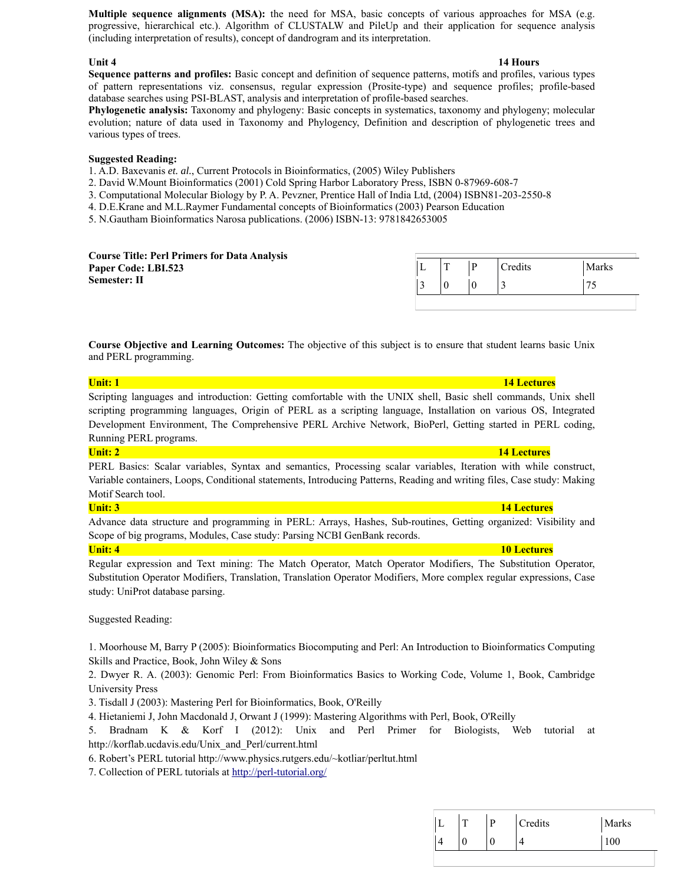**Multiple sequence alignments (MSA):** the need for MSA, basic concepts of various approaches for MSA (e.g. progressive, hierarchical etc.). Algorithm of CLUSTALW and PileUp and their application for sequence analysis (including interpretation of results), concept of dandrogram and its interpretation.

**Unit 4** **14 Hours**

**Sequence patterns and profiles:** Basic concept and definition of sequence patterns, motifs and profiles, various types of pattern representations viz. consensus, regular expression (Prosite-type) and sequence profiles; profile-based database searches using PSI-BLAST, analysis and interpretation of profile-based searches.

**Phylogenetic analysis:** Taxonomy and phylogeny: Basic concepts in systematics, taxonomy and phylogeny; molecular evolution; nature of data used in Taxonomy and Phylogency, Definition and description of phylogenetic trees and various types of trees.

**Suggested Reading:**

1. A.D. Baxevanis *et. al.*, Current Protocols in Bioinformatics, (2005) Wiley Publishers
2. David W.Mount Bioinformatics (2001) Cold Spring Harbor Laboratory Press, ISBN 0-87969-608-7
3. Computational Molecular Biology by P. A. Pevzner, Prentice Hall of India Ltd, (2004) ISBN81-203-2550-8
4. D.E.Krane and M.L.Raymer Fundamental concepts of Bioinformatics (2003) Pearson Education
5. N.Gautham Bioinformatics Narosa publications. (2006) ISBN-13: 9781842653005

**Course Title: Perl Primers for Data Analysis**
**Paper Code: LBI.523**
**Semester: II**

| L | T | P | Credits | Marks |
|---|---|---|---|---|
| 3 | 0 | 0 | 3 | 75 |

**Course Objective and Learning Outcomes:** The objective of this subject is to ensure that student learns basic Unix and PERL programming.

**Unit: 1** **14 Lectures**

Scripting languages and introduction: Getting comfortable with the UNIX shell, Basic shell commands, Unix shell scripting programming languages, Origin of PERL as a scripting language, Installation on various OS, Integrated Development Environment, The Comprehensive PERL Archive Network, BioPerl, Getting started in PERL coding, Running PERL programs.

**Unit: 2** **14 Lectures**

PERL Basics: Scalar variables, Syntax and semantics, Processing scalar variables, Iteration with while construct, Variable containers, Loops, Conditional statements, Introducing Patterns, Reading and writing files, Case study: Making Motif Search tool.

**Unit: 3** **14 Lectures**

Advance data structure and programming in PERL: Arrays, Hashes, Sub-routines, Getting organized: Visibility and Scope of big programs, Modules, Case study: Parsing NCBI GenBank records.

**Unit: 4** **10 Lectures**

Regular expression and Text mining: The Match Operator, Match Operator Modifiers, The Substitution Operator, Substitution Operator Modifiers, Translation, Translation Operator Modifiers, More complex regular expressions, Case study: UniProt database parsing.

Suggested Reading:

1. Moorhouse M, Barry P (2005): Bioinformatics Biocomputing and Perl: An Introduction to Bioinformatics Computing Skills and Practice, Book, John Wiley & Sons
2. Dwyer R. A. (2003): Genomic Perl: From Bioinformatics Basics to Working Code, Volume 1, Book, Cambridge University Press
3. Tisdall J (2003): Mastering Perl for Bioinformatics, Book, O'Reilly
4. Hietaniemi J, John Macdonald J, Orwant J (1999): Mastering Algorithms with Perl, Book, O'Reilly
5. Bradnam K & Korf I (2012): Unix and Perl Primer for Biologists, Web tutorial at http://korflab.ucdavis.edu/Unix_and_Perl/current.html
6. Robert's PERL tutorial http://www.physics.rutgers.edu/~kotliar/perltut.html
7. Collection of PERL tutorials at http://perl-tutorial.org/

| L | T | P | Credits | Marks |
|---|---|---|---|---|
| 4 | 0 | 0 | 4 | 100 |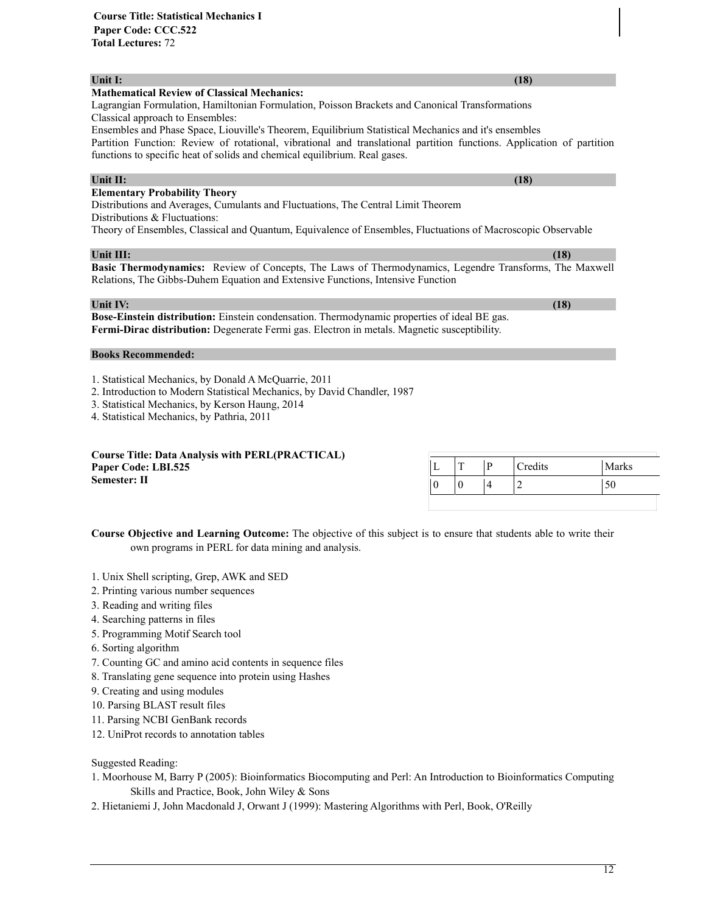**Course Title: Statistical Mechanics I**
**Paper Code: CCC.522**
**Total Lectures:** 72

| Unit I: | (18) |
|---|---|

**Mathematical Review of Classical Mechanics:**
Lagrangian Formulation, Hamiltonian Formulation, Poisson Brackets and Canonical Transformations
Classical approach to Ensembles:
Ensembles and Phase Space, Liouville's Theorem, Equilibrium Statistical Mechanics and it's ensembles
Partition Function: Review of rotational, vibrational and translational partition functions. Application of partition functions to specific heat of solids and chemical equilibrium. Real gases.

| Unit II: | (18) |
|---|---|

**Elementary Probability Theory**
Distributions and Averages, Cumulants and Fluctuations, The Central Limit Theorem
Distributions & Fluctuations:
Theory of Ensembles, Classical and Quantum, Equivalence of Ensembles, Fluctuations of Macroscopic Observable

| Unit III: | (18) |
|---|---|

**Basic Thermodynamics:** Review of Concepts, The Laws of Thermodynamics, Legendre Transforms, The Maxwell Relations, The Gibbs-Duhem Equation and Extensive Functions, Intensive Function

| Unit IV: | (18) |
|---|---|

**Bose-Einstein distribution:** Einstein condensation. Thermodynamic properties of ideal BE gas.
**Fermi-Dirac distribution:** Degenerate Fermi gas. Electron in metals. Magnetic susceptibility.

**Books Recommended:**

1. Statistical Mechanics, by Donald A McQuarrie, 2011
2. Introduction to Modern Statistical Mechanics, by David Chandler, 1987
3. Statistical Mechanics, by Kerson Haung, 2014
4. Statistical Mechanics, by Pathria, 2011

**Course Title: Data Analysis with PERL(PRACTICAL)**
**Paper Code: LBI.525**
**Semester: II**

| L | T | P | Credits | Marks |
|---|---|---|---|---|
| 0 | 0 | 4 | 2 | 50 |

**Course Objective and Learning Outcome:** The objective of this subject is to ensure that students able to write their own programs in PERL for data mining and analysis.

1. Unix Shell scripting, Grep, AWK and SED
2. Printing various number sequences
3. Reading and writing files
4. Searching patterns in files
5. Programming Motif Search tool
6. Sorting algorithm
7. Counting GC and amino acid contents in sequence files
8. Translating gene sequence into protein using Hashes
9. Creating and using modules
10. Parsing BLAST result files
11. Parsing NCBI GenBank records
12. UniProt records to annotation tables

Suggested Reading:

1. Moorhouse M, Barry P (2005): Bioinformatics Biocomputing and Perl: An Introduction to Bioinformatics Computing Skills and Practice, Book, John Wiley & Sons
2. Hietaniemi J, John Macdonald J, Orwant J (1999): Mastering Algorithms with Perl, Book, O'Reilly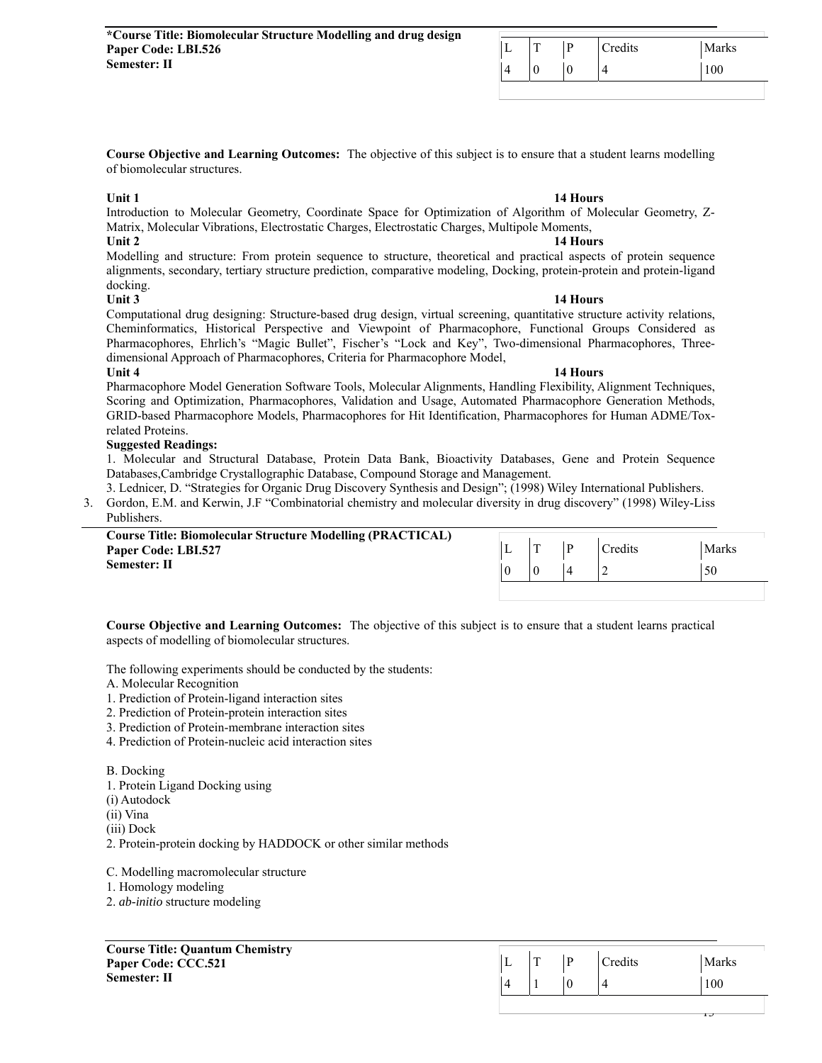**\*Course Title: Biomolecular Structure Modelling and drug design**
**Paper Code: LBI.526**
**Semester: II**

| L | T | P | Credits | Marks |
|---|---|---|---|---|
| 4 | 0 | 0 | 4 | 100 |

**Course Objective and Learning Outcomes:** The objective of this subject is to ensure that a student learns modelling of biomolecular structures.

**Unit 1** **14 Hours**
Introduction to Molecular Geometry, Coordinate Space for Optimization of Algorithm of Molecular Geometry, Z-Matrix, Molecular Vibrations, Electrostatic Charges, Electrostatic Charges, Multipole Moments,

**Unit 2** **14 Hours**
Modelling and structure: From protein sequence to structure, theoretical and practical aspects of protein sequence alignments, secondary, tertiary structure prediction, comparative modeling, Docking, protein-protein and protein-ligand docking.

**Unit 3** **14 Hours**
Computational drug designing: Structure-based drug design, virtual screening, quantitative structure activity relations, Cheminformatics, Historical Perspective and Viewpoint of Pharmacophore, Functional Groups Considered as Pharmacophores, Ehrlich's "Magic Bullet", Fischer's "Lock and Key", Two-dimensional Pharmacophores, Three-dimensional Approach of Pharmacophores, Criteria for Pharmacophore Model,

**Unit 4** **14 Hours**
Pharmacophore Model Generation Software Tools, Molecular Alignments, Handling Flexibility, Alignment Techniques, Scoring and Optimization, Pharmacophores, Validation and Usage, Automated Pharmacophore Generation Methods, GRID-based Pharmacophore Models, Pharmacophores for Hit Identification, Pharmacophores for Human ADME/Tox-related Proteins.

**Suggested Readings:**

1. Molecular and Structural Database, Protein Data Bank, Bioactivity Databases, Gene and Protein Sequence Databases,Cambridge Crystallographic Database, Compound Storage and Management.

3. Lednicer, D. "Strategies for Organic Drug Discovery Synthesis and Design"; (1998) Wiley International Publishers.

3. Gordon, E.M. and Kerwin, J.F "Combinatorial chemistry and molecular diversity in drug discovery" (1998) Wiley-Liss Publishers.

---

**Course Title: Biomolecular Structure Modelling (PRACTICAL)**
**Paper Code: LBI.527**
**Semester: II**

| L | T | P | Credits | Marks |
|---|---|---|---|---|
| 0 | 0 | 4 | 2 | 50 |

**Course Objective and Learning Outcomes:** The objective of this subject is to ensure that a student learns practical aspects of modelling of biomolecular structures.

The following experiments should be conducted by the students:

A. Molecular Recognition
1. Prediction of Protein-ligand interaction sites
2. Prediction of Protein-protein interaction sites
3. Prediction of Protein-membrane interaction sites
4. Prediction of Protein-nucleic acid interaction sites

B. Docking
1. Protein Ligand Docking using
(i) Autodock
(ii) Vina
(iii) Dock
2. Protein-protein docking by HADDOCK or other similar methods

C. Modelling macromolecular structure
1. Homology modeling
2. *ab-initio* structure modeling

---

**Course Title: Quantum Chemistry**
**Paper Code: CCC.521**
**Semester: II**

| L | T | P | Credits | Marks |
|---|---|---|---|---|
| 4 | 1 | 0 | 4 | 100 |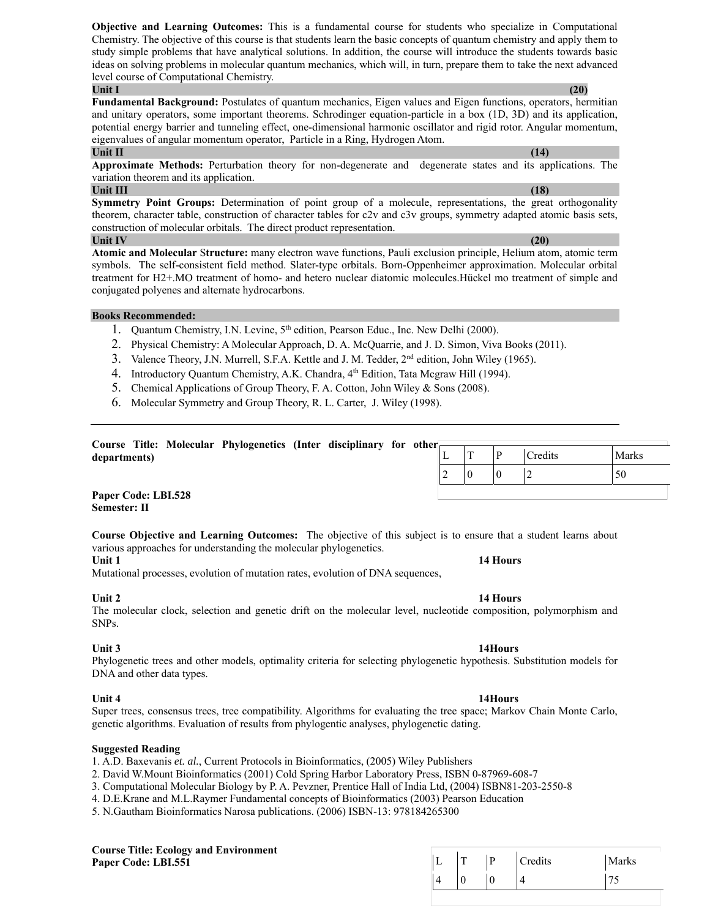**Objective and Learning Outcomes:** This is a fundamental course for students who specialize in Computational Chemistry. The objective of this course is that students learn the basic concepts of quantum chemistry and apply them to study simple problems that have analytical solutions. In addition, the course will introduce the students towards basic ideas on solving problems in molecular quantum mechanics, which will, in turn, prepare them to take the next advanced level course of Computational Chemistry.

**Unit I** **(20)**

**Fundamental Background:** Postulates of quantum mechanics, Eigen values and Eigen functions, operators, hermitian and unitary operators, some important theorems. Schrodinger equation-particle in a box (1D, 3D) and its application, potential energy barrier and tunneling effect, one-dimensional harmonic oscillator and rigid rotor. Angular momentum, eigenvalues of angular momentum operator, Particle in a Ring, Hydrogen Atom.

**Unit II** **(14)**

**Approximate Methods:** Perturbation theory for non-degenerate and degenerate states and its applications. The variation theorem and its application.

**Unit III** **(18)**

**Symmetry Point Groups:** Determination of point group of a molecule, representations, the great orthogonality theorem, character table, construction of character tables for c2v and c3v groups, symmetry adapted atomic basis sets, construction of molecular orbitals. The direct product representation.

**Unit IV** **(20)**

**Atomic and Molecular Structure:** many electron wave functions, Pauli exclusion principle, Helium atom, atomic term symbols. The self-consistent field method. Slater-type orbitals. Born-Oppenheimer approximation. Molecular orbital treatment for H2+.MO treatment of homo- and hetero nuclear diatomic molecules.Hückel mo treatment of simple and conjugated polyenes and alternate hydrocarbons.

**Books Recommended:**

1. Quantum Chemistry, I.N. Levine, 5th edition, Pearson Educ., Inc. New Delhi (2000).
2. Physical Chemistry: A Molecular Approach, D. A. McQuarrie, and J. D. Simon, Viva Books (2011).
3. Valence Theory, J.N. Murrell, S.F.A. Kettle and J. M. Tedder, 2nd edition, John Wiley (1965).
4. Introductory Quantum Chemistry, A.K. Chandra, 4th Edition, Tata Mcgraw Hill (1994).
5. Chemical Applications of Group Theory, F. A. Cotton, John Wiley & Sons (2008).
6. Molecular Symmetry and Group Theory, R. L. Carter, J. Wiley (1998).

---

**Course Title: Molecular Phylogenetics (Inter disciplinary for other departments)**

| L | T | P | Credits | Marks |
|---|---|---|---|---|
| 2 | 0 | 0 | 2 | 50 |

**Paper Code: LBI.528**
**Semester: II**

**Course Objective and Learning Outcomes:** The objective of this subject is to ensure that a student learns about various approaches for understanding the molecular phylogenetics.

**Unit 1** **14 Hours**

Mutational processes, evolution of mutation rates, evolution of DNA sequences,

**Unit 2** **14 Hours**

The molecular clock, selection and genetic drift on the molecular level, nucleotide composition, polymorphism and SNPs.

**Unit 3** **14Hours**

Phylogenetic trees and other models, optimality criteria for selecting phylogenetic hypothesis. Substitution models for DNA and other data types.

**Unit 4** **14Hours**

Super trees, consensus trees, tree compatibility. Algorithms for evaluating the tree space; Markov Chain Monte Carlo, genetic algorithms. Evaluation of results from phylogentic analyses, phylogenetic dating.

**Suggested Reading**

1. A.D. Baxevanis *et. al.*, Current Protocols in Bioinformatics, (2005) Wiley Publishers
2. David W.Mount Bioinformatics (2001) Cold Spring Harbor Laboratory Press, ISBN 0-87969-608-7
3. Computational Molecular Biology by P. A. Pevzner, Prentice Hall of India Ltd, (2004) ISBN81-203-2550-8
4. D.E.Krane and M.L.Raymer Fundamental concepts of Bioinformatics (2003) Pearson Education
5. N.Gautham Bioinformatics Narosa publications. (2006) ISBN-13: 978184265300

**Course Title: Ecology and Environment**
**Paper Code: LBI.551**

| L | T | P | Credits | Marks |
|---|---|---|---|---|
| 4 | 0 | 0 | 4 | 75 |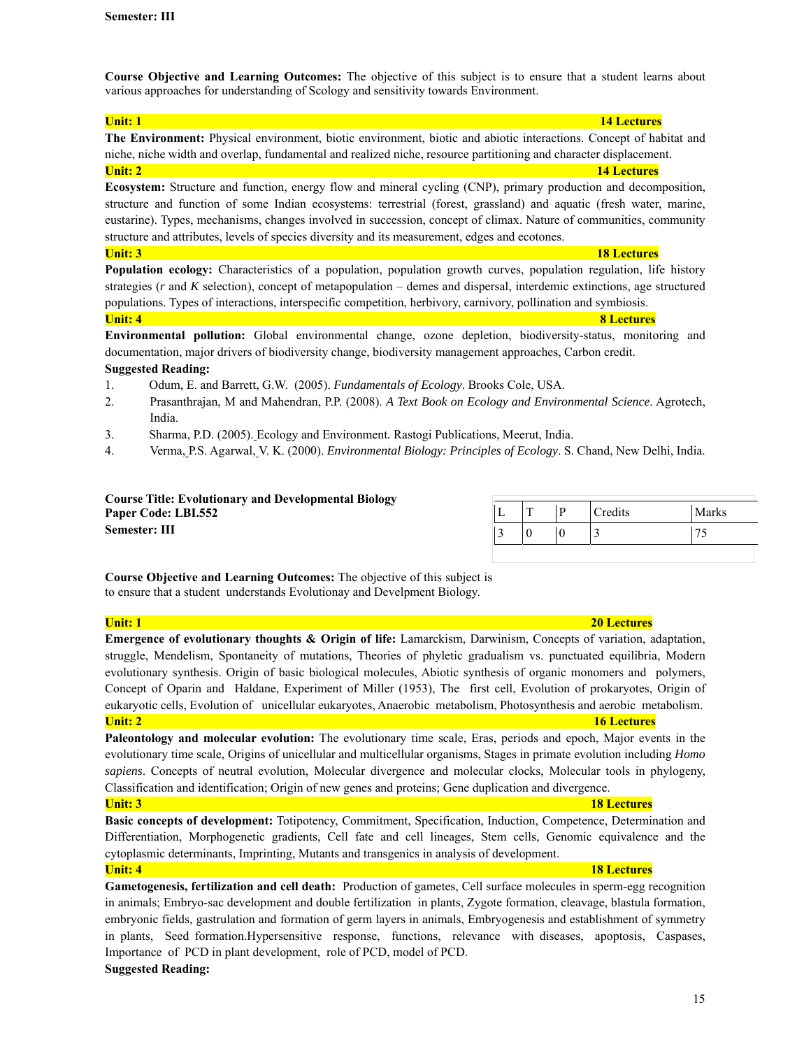**Semester: III**

**Course Objective and Learning Outcomes:** The objective of this subject is to ensure that a student learns about various approaches for understanding of Scology and sensitivity towards Environment.

**Unit: 1** **14 Lectures**

**The Environment:** Physical environment, biotic environment, biotic and abiotic interactions. Concept of habitat and niche, niche width and overlap, fundamental and realized niche, resource partitioning and character displacement.

**Unit: 2** **14 Lectures**

**Ecosystem:** Structure and function, energy flow and mineral cycling (CNP), primary production and decomposition, structure and function of some Indian ecosystems: terrestrial (forest, grassland) and aquatic (fresh water, marine, eustarine). Types, mechanisms, changes involved in succession, concept of climax. Nature of communities, community structure and attributes, levels of species diversity and its measurement, edges and ecotones.

**Unit: 3** **18 Lectures**

**Population ecology:** Characteristics of a population, population growth curves, population regulation, life history strategies (*r* and *K* selection), concept of metapopulation – demes and dispersal, interdemic extinctions, age structured populations. Types of interactions, interspecific competition, herbivory, carnivory, pollination and symbiosis.

**Unit: 4** **8 Lectures**

**Environmental pollution:** Global environmental change, ozone depletion, biodiversity-status, monitoring and documentation, major drivers of biodiversity change, biodiversity management approaches, Carbon credit.

**Suggested Reading:**

1. Odum, E. and Barrett, G.W. (2005). *Fundamentals of Ecology*. Brooks Cole, USA.
2. Prasanthrajan, M and Mahendran, P.P. (2008). *A Text Book on Ecology and Environmental Science*. Agrotech, India.
3. Sharma, P.D. (2005). Ecology and Environment. Rastogi Publications, Meerut, India.
4. Verma, P.S. Agarwal, V. K. (2000). *Environmental Biology: Principles of Ecology*. S. Chand, New Delhi, India.

**Course Title: Evolutionary and Developmental Biology**
**Paper Code: LBI.552**
**Semester: III**

| L | T | P | Credits | Marks |
|---|---|---|---|---|
| 3 | 0 | 0 | 3 | 75 |

**Course Objective and Learning Outcomes:** The objective of this subject is to ensure that a student understands Evolutionay and Develpment Biology.

**Unit: 1** **20 Lectures**

**Emergence of evolutionary thoughts & Origin of life:** Lamarckism, Darwinism, Concepts of variation, adaptation, struggle, Mendelism, Spontaneity of mutations, Theories of phyletic gradualism vs. punctuated equilibria, Modern evolutionary synthesis. Origin of basic biological molecules, Abiotic synthesis of organic monomers and polymers, Concept of Oparin and Haldane, Experiment of Miller (1953), The first cell, Evolution of prokaryotes, Origin of eukaryotic cells, Evolution of unicellular eukaryotes, Anaerobic metabolism, Photosynthesis and aerobic metabolism.

**Unit: 2** **16 Lectures**

**Paleontology and molecular evolution:** The evolutionary time scale, Eras, periods and epoch, Major events in the evolutionary time scale, Origins of unicellular and multicellular organisms, Stages in primate evolution including *Homo sapiens*. Concepts of neutral evolution, Molecular divergence and molecular clocks, Molecular tools in phylogeny, Classification and identification; Origin of new genes and proteins; Gene duplication and divergence.

**Unit: 3** **18 Lectures**

**Basic concepts of development:** Totipotency, Commitment, Specification, Induction, Competence, Determination and Differentiation, Morphogenetic gradients, Cell fate and cell lineages, Stem cells, Genomic equivalence and the cytoplasmic determinants, Imprinting, Mutants and transgenics in analysis of development.

**Unit: 4** **18 Lectures**

**Gametogenesis, fertilization and cell death:** Production of gametes, Cell surface molecules in sperm-egg recognition in animals; Embryo-sac development and double fertilization in plants, Zygote formation, cleavage, blastula formation, embryonic fields, gastrulation and formation of germ layers in animals, Embryogenesis and establishment of symmetry in plants, Seed formation.Hypersensitive response, functions, relevance with diseases, apoptosis, Caspases, Importance of PCD in plant development, role of PCD, model of PCD.

**Suggested Reading:**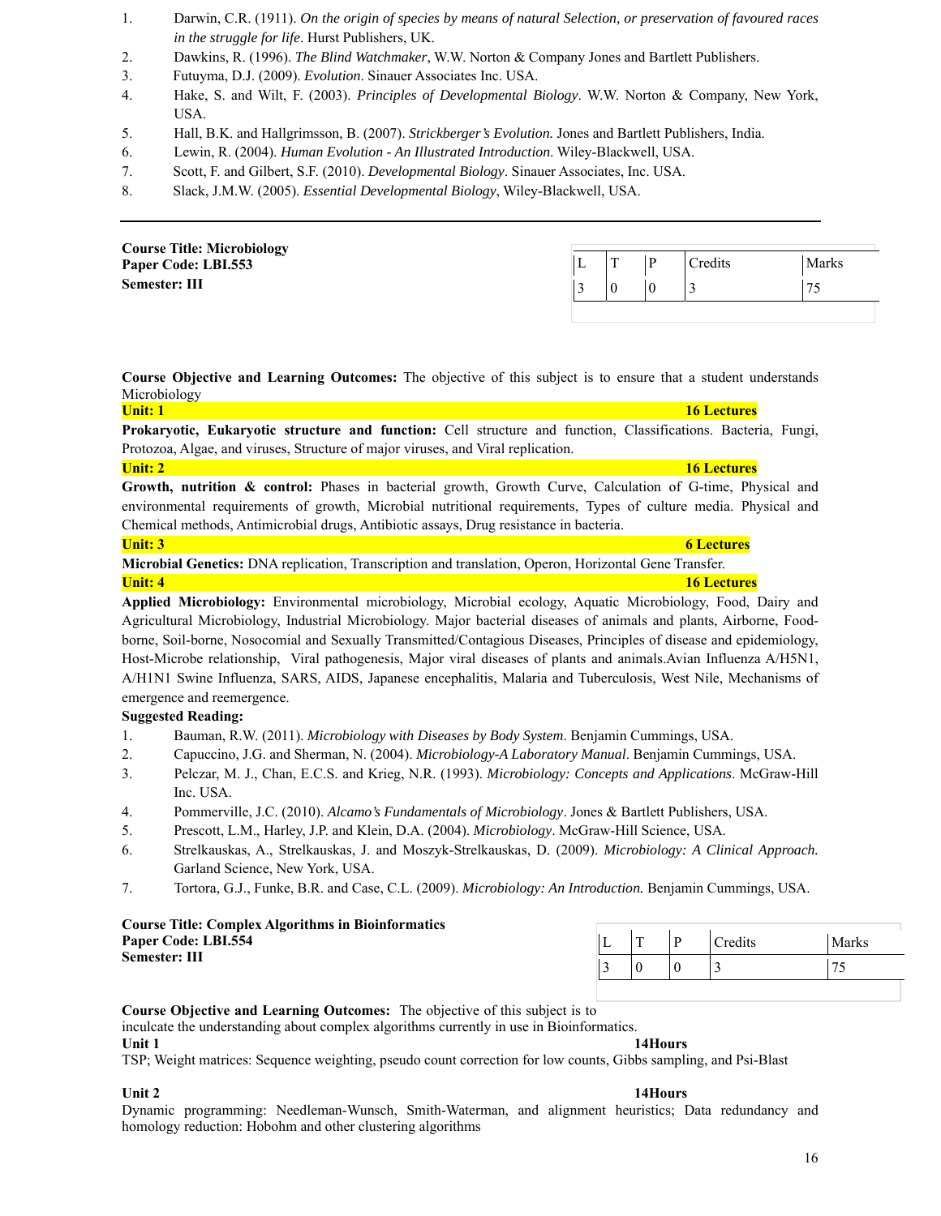1. Darwin, C.R. (1911). *On the origin of species by means of natural Selection, or preservation of favoured races in the struggle for life*. Hurst Publishers, UK.
2. Dawkins, R. (1996). *The Blind Watchmaker*, W.W. Norton & Company Jones and Bartlett Publishers.
3. Futuyma, D.J. (2009). *Evolution*. Sinauer Associates Inc. USA.
4. Hake, S. and Wilt, F. (2003). *Principles of Developmental Biology*. W.W. Norton & Company, New York, USA.
5. Hall, B.K. and Hallgrimsson, B. (2007). *Strickberger's Evolution.* Jones and Bartlett Publishers, India.
6. Lewin, R. (2004). *Human Evolution - An Illustrated Introduction*. Wiley-Blackwell, USA.
7. Scott, F. and Gilbert, S.F. (2010). *Developmental Biology*. Sinauer Associates, Inc. USA.
8. Slack, J.M.W. (2005). *Essential Developmental Biology*, Wiley-Blackwell, USA.

---

**Course Title: Microbiology**
**Paper Code: LBI.553**
**Semester: III**

| L | T | P | Credits | Marks |
|---|---|---|---|---|
| 3 | 0 | 0 | 3 | 75 |

**Course Objective and Learning Outcomes:** The objective of this subject is to ensure that a student understands Microbiology

**Unit: 1** **16 Lectures**

**Prokaryotic, Eukaryotic structure and function:** Cell structure and function, Classifications. Bacteria, Fungi, Protozoa, Algae, and viruses, Structure of major viruses, and Viral replication.

**Unit: 2** **16 Lectures**

**Growth, nutrition & control:** Phases in bacterial growth, Growth Curve, Calculation of G-time, Physical and environmental requirements of growth, Microbial nutritional requirements, Types of culture media. Physical and Chemical methods, Antimicrobial drugs, Antibiotic assays, Drug resistance in bacteria.

**Unit: 3** **6 Lectures**

**Microbial Genetics:** DNA replication, Transcription and translation, Operon, Horizontal Gene Transfer.

**Unit: 4** **16 Lectures**

**Applied Microbiology:** Environmental microbiology, Microbial ecology, Aquatic Microbiology, Food, Dairy and Agricultural Microbiology, Industrial Microbiology. Major bacterial diseases of animals and plants, Airborne, Food-borne, Soil-borne, Nosocomial and Sexually Transmitted/Contagious Diseases, Principles of disease and epidemiology, Host-Microbe relationship, Viral pathogenesis, Major viral diseases of plants and animals.Avian Influenza A/H5N1, A/H1N1 Swine Influenza, SARS, AIDS, Japanese encephalitis, Malaria and Tuberculosis, West Nile, Mechanisms of emergence and reemergence.

**Suggested Reading:**

1. Bauman, R.W. (2011). *Microbiology with Diseases by Body System*. Benjamin Cummings, USA.
2. Capuccino, J.G. and Sherman, N. (2004). *Microbiology-A Laboratory Manual*. Benjamin Cummings, USA.
3. Pelczar, M. J., Chan, E.C.S. and Krieg, N.R. (1993). *Microbiology: Concepts and Applications*. McGraw-Hill Inc. USA.
4. Pommerville, J.C. (2010). *Alcamo's Fundamentals of Microbiology*. Jones & Bartlett Publishers, USA.
5. Prescott, L.M., Harley, J.P. and Klein, D.A. (2004). *Microbiology*. McGraw-Hill Science, USA.
6. Strelkauskas, A., Strelkauskas, J. and Moszyk-Strelkauskas, D. (2009). *Microbiology: A Clinical Approach.* Garland Science, New York, USA.
7. Tortora, G.J., Funke, B.R. and Case, C.L. (2009). *Microbiology: An Introduction.* Benjamin Cummings, USA.

**Course Title: Complex Algorithms in Bioinformatics**
**Paper Code: LBI.554**
**Semester: III**

| L | T | P | Credits | Marks |
|---|---|---|---|---|
| 3 | 0 | 0 | 3 | 75 |

**Course Objective and Learning Outcomes:** The objective of this subject is to inculcate the understanding about complex algorithms currently in use in Bioinformatics.

**Unit 1** **14Hours**

TSP; Weight matrices: Sequence weighting, pseudo count correction for low counts, Gibbs sampling, and Psi-Blast

**Unit 2** **14Hours**

Dynamic programming: Needleman-Wunsch, Smith-Waterman, and alignment heuristics; Data redundancy and homology reduction: Hobohm and other clustering algorithms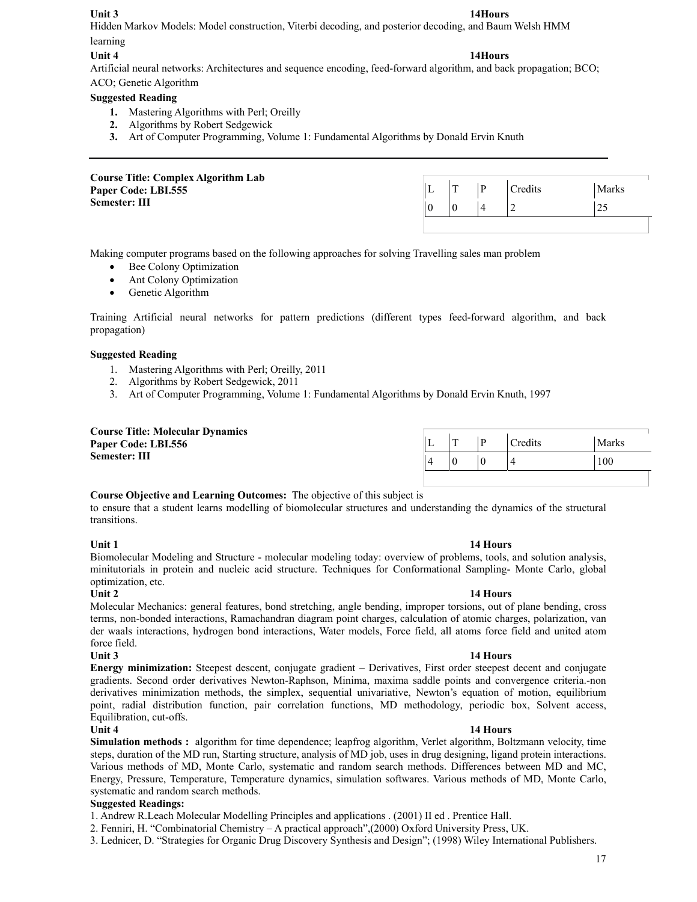**Unit 3** **14Hours**

Hidden Markov Models: Model construction, Viterbi decoding, and posterior decoding, and Baum Welsh HMM learning

**Unit 4** **14Hours**

Artificial neural networks: Architectures and sequence encoding, feed-forward algorithm, and back propagation; BCO; ACO; Genetic Algorithm

**Suggested Reading**

1. Mastering Algorithms with Perl; Oreilly
2. Algorithms by Robert Sedgewick
3. Art of Computer Programming, Volume 1: Fundamental Algorithms by Donald Ervin Knuth

---

**Course Title: Complex Algorithm Lab**
**Paper Code: LBI.555**
**Semester: III**

| L | T | P | Credits | Marks |
|---|---|---|---|---|
| 0 | 0 | 4 | 2 | 25 |

Making computer programs based on the following approaches for solving Travelling sales man problem

- Bee Colony Optimization
- Ant Colony Optimization
- Genetic Algorithm

Training Artificial neural networks for pattern predictions (different types feed-forward algorithm, and back propagation)

**Suggested Reading**

1. Mastering Algorithms with Perl; Oreilly, 2011
2. Algorithms by Robert Sedgewick, 2011
3. Art of Computer Programming, Volume 1: Fundamental Algorithms by Donald Ervin Knuth, 1997

**Course Title: Molecular Dynamics**
**Paper Code: LBI.556**
**Semester: III**

| L | T | P | Credits | Marks |
|---|---|---|---|---|
| 4 | 0 | 0 | 4 | 100 |

**Course Objective and Learning Outcomes:** The objective of this subject is to ensure that a student learns modelling of biomolecular structures and understanding the dynamics of the structural transitions.

**Unit 1** **14 Hours**

Biomolecular Modeling and Structure - molecular modeling today: overview of problems, tools, and solution analysis, minitutorials in protein and nucleic acid structure. Techniques for Conformational Sampling- Monte Carlo, global optimization, etc.

**Unit 2** **14 Hours**

Molecular Mechanics: general features, bond stretching, angle bending, improper torsions, out of plane bending, cross terms, non-bonded interactions, Ramachandran diagram point charges, calculation of atomic charges, polarization, van der waals interactions, hydrogen bond interactions, Water models, Force field, all atoms force field and united atom force field.

**Unit 3** **14 Hours**

**Energy minimization:** Steepest descent, conjugate gradient – Derivatives, First order steepest decent and conjugate gradients. Second order derivatives Newton-Raphson, Minima, maxima saddle points and convergence criteria.-non derivatives minimization methods, the simplex, sequential univariative, Newton's equation of motion, equilibrium point, radial distribution function, pair correlation functions, MD methodology, periodic box, Solvent access, Equilibration, cut-offs.

**Unit 4** **14 Hours**

**Simulation methods :** algorithm for time dependence; leapfrog algorithm, Verlet algorithm, Boltzmann velocity, time steps, duration of the MD run, Starting structure, analysis of MD job, uses in drug designing, ligand protein interactions. Various methods of MD, Monte Carlo, systematic and random search methods. Differences between MD and MC, Energy, Pressure, Temperature, Temperature dynamics, simulation softwares. Various methods of MD, Monte Carlo, systematic and random search methods.

**Suggested Readings:**

1. Andrew R.Leach Molecular Modelling Principles and applications . (2001) II ed . Prentice Hall.
2. Fenniri, H. "Combinatorial Chemistry – A practical approach",(2000) Oxford University Press, UK.
3. Lednicer, D. "Strategies for Organic Drug Discovery Synthesis and Design"; (1998) Wiley International Publishers.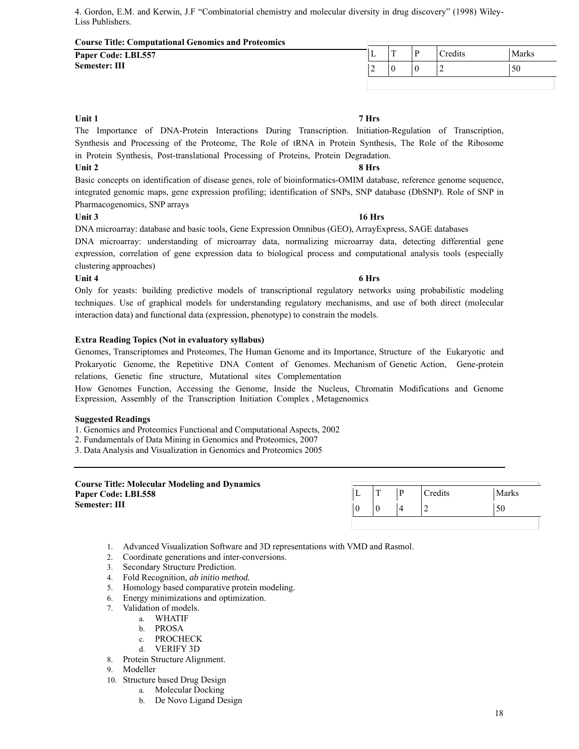4. Gordon, E.M. and Kerwin, J.F "Combinatorial chemistry and molecular diversity in drug discovery" (1998) Wiley-Liss Publishers.

**Course Title: Computational Genomics and Proteomics**
**Paper Code: LBI.557**
**Semester: III**

| L | T | P | Credits | Marks |
|---|---|---|---|---|
| 2 | 0 | 0 | 2 | 50 |

**Unit 1** **7 Hrs**

The Importance of DNA-Protein Interactions During Transcription. Initiation-Regulation of Transcription, Synthesis and Processing of the Proteome, The Role of tRNA in Protein Synthesis, The Role of the Ribosome in Protein Synthesis, Post-translational Processing of Proteins, Protein Degradation.

**Unit 2** **8 Hrs**

Basic concepts on identification of disease genes, role of bioinformatics-OMIM database, reference genome sequence, integrated genomic maps, gene expression profiling; identification of SNPs, SNP database (DbSNP). Role of SNP in Pharmacogenomics, SNP arrays

**Unit 3** **16 Hrs**

DNA microarray: database and basic tools, Gene Expression Omnibus (GEO), ArrayExpress, SAGE databases

DNA microarray: understanding of microarray data, normalizing microarray data, detecting differential gene expression, correlation of gene expression data to biological process and computational analysis tools (especially clustering approaches)

**Unit 4** **6 Hrs**

Only for yeasts: building predictive models of transcriptional regulatory networks using probabilistic modeling techniques. Use of graphical models for understanding regulatory mechanisms, and use of both direct (molecular interaction data) and functional data (expression, phenotype) to constrain the models.

**Extra Reading Topics (Not in evaluatory syllabus)**

Genomes, Transcriptomes and Proteomes, The Human Genome and its Importance, Structure of the Eukaryotic and Prokaryotic Genome, the Repetitive DNA Content of Genomes. Mechanism of Genetic Action, Gene-protein relations, Genetic fine structure, Mutational sites Complementation

How Genomes Function, Accessing the Genome, Inside the Nucleus, Chromatin Modifications and Genome Expression, Assembly of the Transcription Initiation Complex , Metagenomics

**Suggested Readings**

1. Genomics and Proteomics Functional and Computational Aspects, 2002
2. Fundamentals of Data Mining in Genomics and Proteomics, 2007
3. Data Analysis and Visualization in Genomics and Proteomics 2005

---

**Course Title: Molecular Modeling and Dynamics**
**Paper Code: LBI.558**
**Semester: III**

| L | T | P | Credits | Marks |
|---|---|---|---|---|
| 0 | 0 | 4 | 2 | 50 |

1. Advanced Visualization Software and 3D representations with VMD and Rasmol.
2. Coordinate generations and inter-conversions.
3. Secondary Structure Prediction.
4. Fold Recognition, *ab initio method.*
5. Homology based comparative protein modeling.
6. Energy minimizations and optimization.
7. Validation of models.
   a. WHATIF
   b. PROSA
   c. PROCHECK
   d. VERIFY 3D
8. Protein Structure Alignment.
9. Modeller
10. Structure based Drug Design
    a. Molecular Docking
    b. De Novo Ligand Design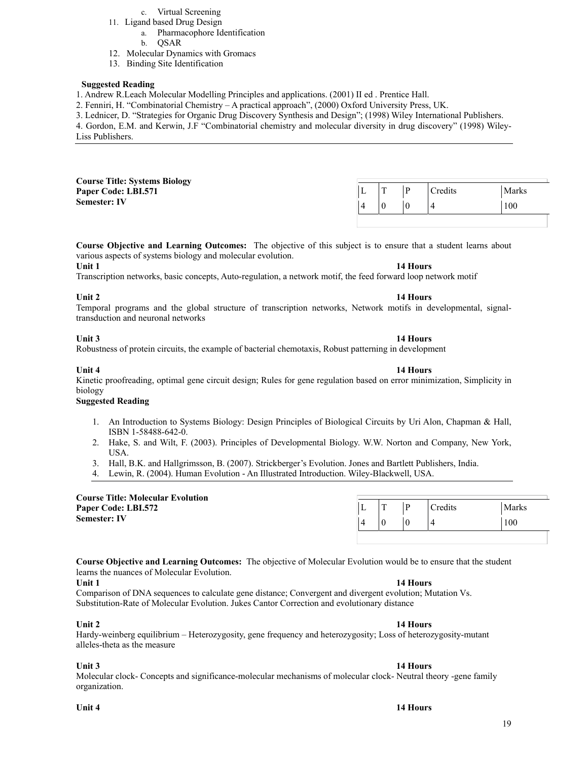c. Virtual Screening

11. Ligand based Drug Design
    a. Pharmacophore Identification
    b. QSAR
12. Molecular Dynamics with Gromacs
13. Binding Site Identification

**Suggested Reading**

1. Andrew R.Leach Molecular Modelling Principles and applications. (2001) II ed . Prentice Hall.
2. Fenniri, H. "Combinatorial Chemistry – A practical approach", (2000) Oxford University Press, UK.
3. Lednicer, D. "Strategies for Organic Drug Discovery Synthesis and Design"; (1998) Wiley International Publishers.
4. Gordon, E.M. and Kerwin, J.F "Combinatorial chemistry and molecular diversity in drug discovery" (1998) Wiley-Liss Publishers.

---

**Course Title: Systems Biology**
**Paper Code: LBI.571**
**Semester: IV**

| L | T | P | Credits | Marks |
|---|---|---|---|---|
| 4 | 0 | 0 | 4 | 100 |

**Course Objective and Learning Outcomes:** The objective of this subject is to ensure that a student learns about various aspects of systems biology and molecular evolution.

**Unit 1** **14 Hours**
Transcription networks, basic concepts, Auto-regulation, a network motif, the feed forward loop network motif

**Unit 2** **14 Hours**
Temporal programs and the global structure of transcription networks, Network motifs in developmental, signal-transduction and neuronal networks

**Unit 3** **14 Hours**
Robustness of protein circuits, the example of bacterial chemotaxis, Robust patterning in development

**Unit 4** **14 Hours**
Kinetic proofreading, optimal gene circuit design; Rules for gene regulation based on error minimization, Simplicity in biology

**Suggested Reading**

1. An Introduction to Systems Biology: Design Principles of Biological Circuits by Uri Alon, Chapman & Hall, ISBN 1-58488-642-0.
2. Hake, S. and Wilt, F. (2003). Principles of Developmental Biology. W.W. Norton and Company, New York, USA.
3. Hall, B.K. and Hallgrimsson, B. (2007). Strickberger's Evolution. Jones and Bartlett Publishers, India.
4. Lewin, R. (2004). Human Evolution - An Illustrated Introduction. Wiley-Blackwell, USA.

---

**Course Title: Molecular Evolution**
**Paper Code: LBI.572**
**Semester: IV**

| L | T | P | Credits | Marks |
|---|---|---|---|---|
| 4 | 0 | 0 | 4 | 100 |

**Course Objective and Learning Outcomes:** The objective of Molecular Evolution would be to ensure that the student learns the nuances of Molecular Evolution.

**Unit 1** **14 Hours**
Comparison of DNA sequences to calculate gene distance; Convergent and divergent evolution; Mutation Vs. Substitution-Rate of Molecular Evolution. Jukes Cantor Correction and evolutionary distance

**Unit 2** **14 Hours**
Hardy-weinberg equilibrium – Heterozygosity, gene frequency and heterozygosity; Loss of heterozygosity-mutant alleles-theta as the measure

**Unit 3** **14 Hours**
Molecular clock- Concepts and significance-molecular mechanisms of molecular clock- Neutral theory -gene family organization.

**Unit 4** **14 Hours**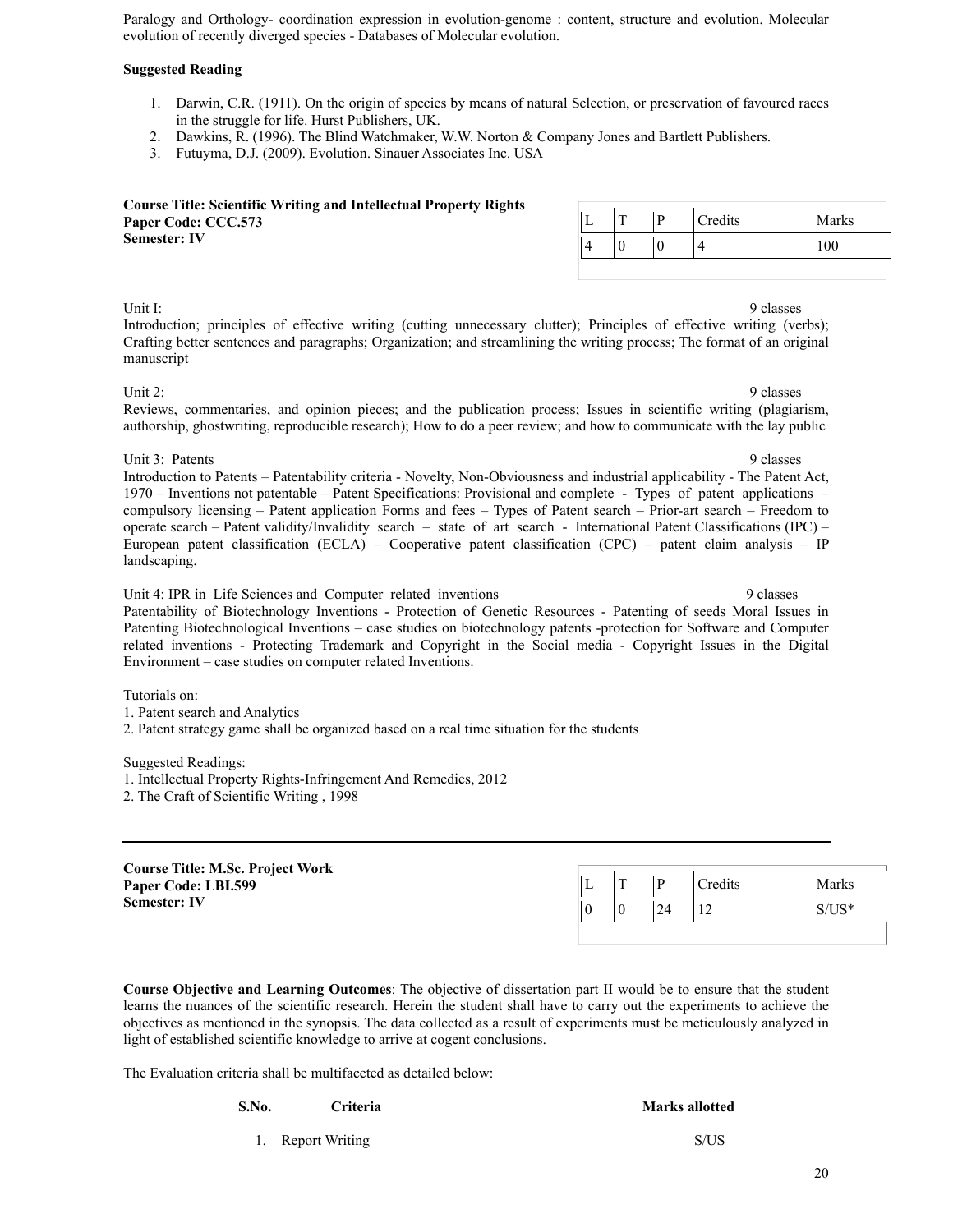Paralogy and Orthology- coordination expression in evolution-genome : content, structure and evolution. Molecular evolution of recently diverged species - Databases of Molecular evolution.

**Suggested Reading**

1. Darwin, C.R. (1911). On the origin of species by means of natural Selection, or preservation of favoured races in the struggle for life. Hurst Publishers, UK.
2. Dawkins, R. (1996). The Blind Watchmaker, W.W. Norton & Company Jones and Bartlett Publishers.
3. Futuyma, D.J. (2009). Evolution. Sinauer Associates Inc. USA

**Course Title: Scientific Writing and Intellectual Property Rights**
**Paper Code: CCC.573**
**Semester: IV**

| L | T | P | Credits | Marks |
|---|---|---|---|---|
| 4 | 0 | 0 | 4 | 100 |

Unit I: 9 classes

Introduction; principles of effective writing (cutting unnecessary clutter); Principles of effective writing (verbs); Crafting better sentences and paragraphs; Organization; and streamlining the writing process; The format of an original manuscript

Unit 2: 9 classes

Reviews, commentaries, and opinion pieces; and the publication process; Issues in scientific writing (plagiarism, authorship, ghostwriting, reproducible research); How to do a peer review; and how to communicate with the lay public

Unit 3: Patents 9 classes

Introduction to Patents – Patentability criteria - Novelty, Non-Obviousness and industrial applicability - The Patent Act, 1970 – Inventions not patentable – Patent Specifications: Provisional and complete - Types of patent applications – compulsory licensing – Patent application Forms and fees – Types of Patent search – Prior-art search – Freedom to operate search – Patent validity/Invalidity search – state of art search - International Patent Classifications (IPC) – European patent classification (ECLA) – Cooperative patent classification (CPC) – patent claim analysis – IP landscaping.

Unit 4: IPR in Life Sciences and Computer related inventions 9 classes

Patentability of Biotechnology Inventions - Protection of Genetic Resources - Patenting of seeds Moral Issues in Patenting Biotechnological Inventions – case studies on biotechnology patents -protection for Software and Computer related inventions - Protecting Trademark and Copyright in the Social media - Copyright Issues in the Digital Environment – case studies on computer related Inventions.

Tutorials on:
1. Patent search and Analytics
2. Patent strategy game shall be organized based on a real time situation for the students

Suggested Readings:
1. Intellectual Property Rights-Infringement And Remedies, 2012
2. The Craft of Scientific Writing , 1998

---

**Course Title: M.Sc. Project Work**
**Paper Code: LBI.599**
**Semester: IV**

| L | T | P | Credits | Marks |
|---|---|---|---|---|
| 0 | 0 | 24 | 12 | S/US* |

**Course Objective and Learning Outcomes**: The objective of dissertation part II would be to ensure that the student learns the nuances of the scientific research. Herein the student shall have to carry out the experiments to achieve the objectives as mentioned in the synopsis. The data collected as a result of experiments must be meticulously analyzed in light of established scientific knowledge to arrive at cogent conclusions.

The Evaluation criteria shall be multifaceted as detailed below:

| S.No. | Criteria | Marks allotted |
|---|---|---|
| 1. | Report Writing | S/US |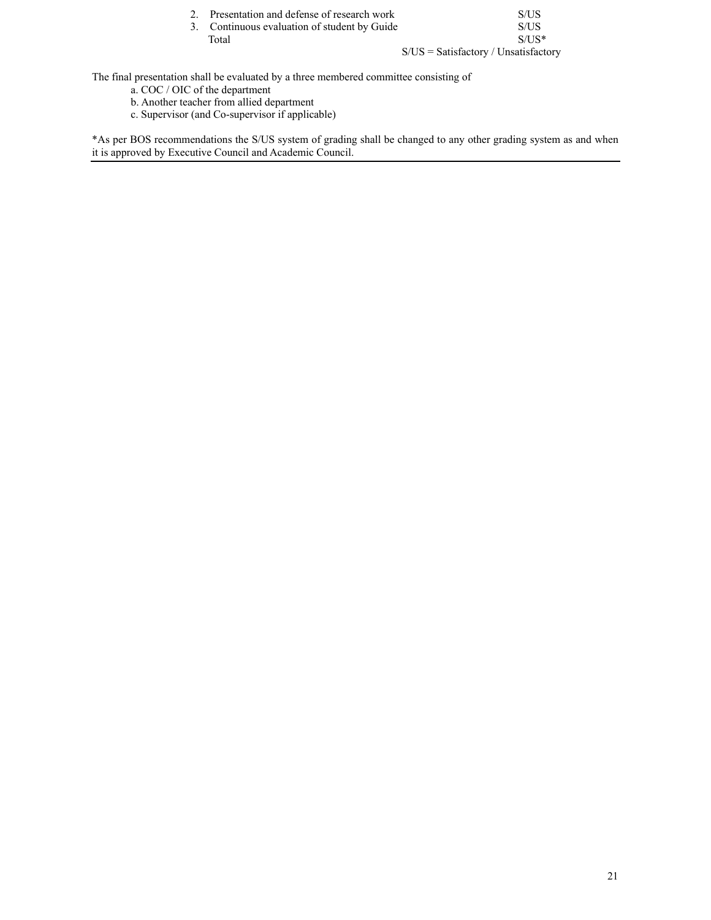| | |
|---|---|
| 2. Presentation and defense of research work | S/US |
| 3. Continuous evaluation of student by Guide | S/US |
| Total | S/US* |

S/US = Satisfactory / Unsatisfactory

The final presentation shall be evaluated by a three membered committee consisting of

a. COC / OIC of the department
b. Another teacher from allied department
c. Supervisor (and Co-supervisor if applicable)

*As per BOS recommendations the S/US system of grading shall be changed to any other grading system as and when it is approved by Executive Council and Academic Council.